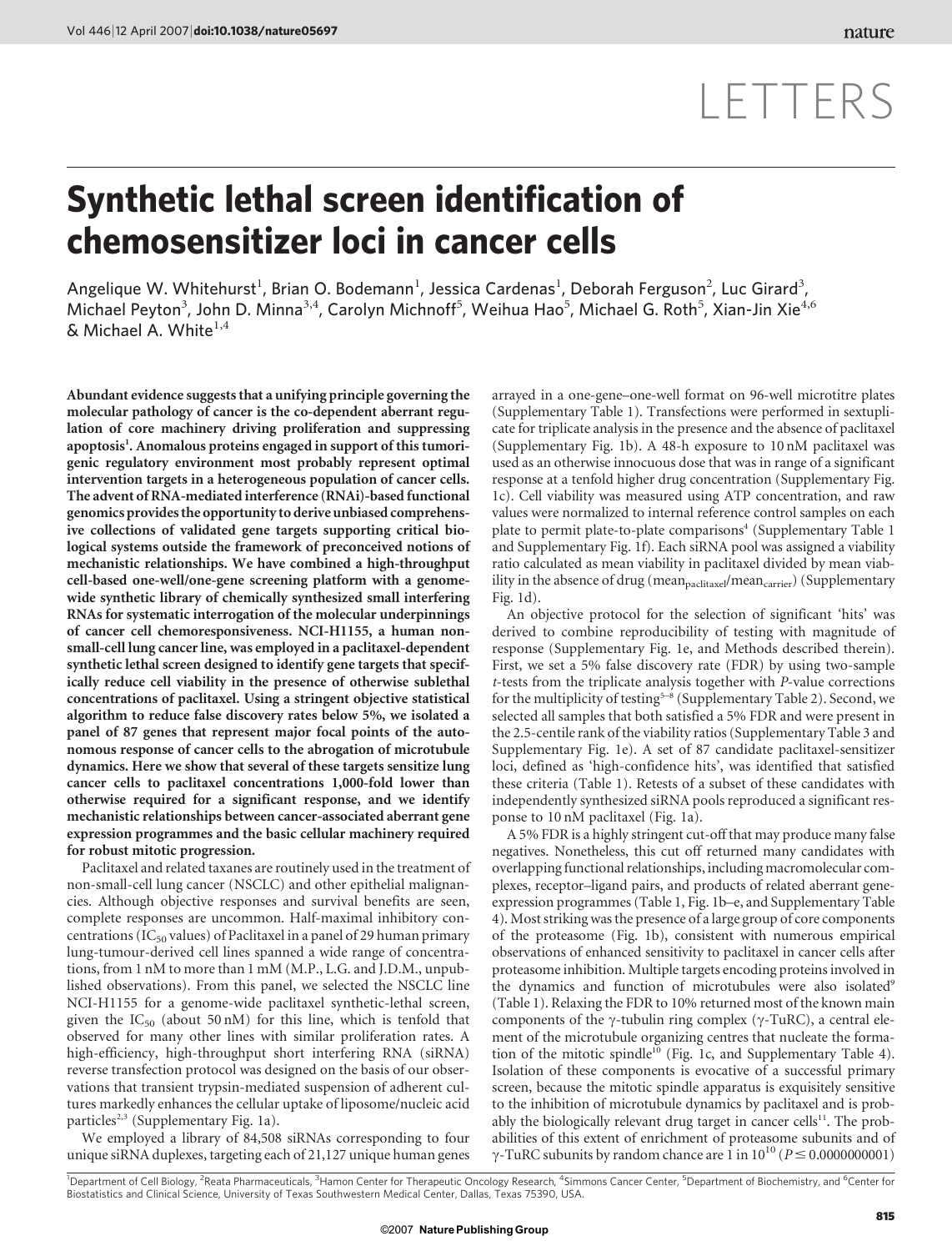# LETTERS

# Synthetic lethal screen identification of chemosensitizer loci in cancer cells

Angelique W. Whitehurst[1], Brian O. Bodemann[1], Jessica Cardenas[1], Deborah Ferguson[2], Luc Girard[3], Michael Peyton[3], John D. Minna[3,4], Carolyn Michnoff[5], Weihua Hao[5], Michael G. Roth[5], Xian-Jin Xie[4,6] & Michael A. White[1,4]

**Abundant evidence suggests that a unifying principle governing the molecular pathology of cancer is the co-dependent aberrant regulation of core machinery driving proliferation and suppressing apoptosis[1]. Anomalous proteins engaged in support of this tumorigenic regulatory environment most probably represent optimal intervention targets in a heterogeneous population of cancer cells. The advent of RNA-mediated interference (RNAi)-based functional genomics provides the opportunity to derive unbiased comprehensive collections of validated gene targets supporting critical biological systems outside the framework of preconceived notions of mechanistic relationships. We have combined a high-throughput cell-based one-well/one-gene screening platform with a genome-wide synthetic library of chemically synthesized small interfering RNAs for systematic interrogation of the molecular underpinnings of cancer cell chemoresponsiveness. NCI-H1155, a human non-small-cell lung cancer line, was employed in a paclitaxel-dependent synthetic lethal screen designed to identify gene targets that specifically reduce cell viability in the presence of otherwise sublethal concentrations of paclitaxel. Using a stringent objective statistical algorithm to reduce false discovery rates below 5%, we isolated a panel of 87 genes that represent major focal points of the autonomous response of cancer cells to the abrogation of microtubule dynamics. Here we show that several of these targets sensitize lung cancer cells to paclitaxel concentrations 1,000-fold lower than otherwise required for a significant response, and we identify mechanistic relationships between cancer-associated aberrant gene expression programmes and the basic cellular machinery required for robust mitotic progression.**

Paclitaxel and related taxanes are routinely used in the treatment of non-small-cell lung cancer (NSCLC) and other epithelial malignancies. Although objective responses and survival benefits are seen, complete responses are uncommon. Half-maximal inhibitory concentrations ($IC_{50}$ values) of Paclitaxel in a panel of 29 human primary lung-tumour-derived cell lines spanned a wide range of concentrations, from 1 nM to more than 1 mM (M.P., L.G. and J.D.M., unpublished observations). From this panel, we selected the NSCLC line NCI-H1155 for a genome-wide paclitaxel synthetic-lethal screen, given the $IC_{50}$ (about 50 nM) for this line, which is tenfold that observed for many other lines with similar proliferation rates. A high-efficiency, high-throughput short interfering RNA (siRNA) reverse transfection protocol was designed on the basis of our observations that transient trypsin-mediated suspension of adherent cultures markedly enhances the cellular uptake of liposome/nucleic acid particles[2,3] (Supplementary Fig. 1a).

We employed a library of 84,508 siRNAs corresponding to four unique siRNA duplexes, targeting each of 21,127 unique human genes arrayed in a one-gene–one-well format on 96-well microtitre plates (Supplementary Table 1). Transfections were performed in sextuplicate for triplicate analysis in the presence and the absence of paclitaxel (Supplementary Fig. 1b). A 48-h exposure to 10 nM paclitaxel was used as an otherwise innocuous dose that was in range of a significant response at a tenfold higher drug concentration (Supplementary Fig. 1c). Cell viability was measured using ATP concentration, and raw values were normalized to internal reference control samples on each plate to permit plate-to-plate comparisons[4] (Supplementary Table 1 and Supplementary Fig. 1f). Each siRNA pool was assigned a viability ratio calculated as mean viability in paclitaxel divided by mean viability in the absence of drug ($mean_{paclitaxel}/mean_{carrier}$) (Supplementary Fig. 1d).

An objective protocol for the selection of significant 'hits' was derived to combine reproducibility of testing with magnitude of response (Supplementary Fig. 1e, and Methods described therein). First, we set a 5% false discovery rate (FDR) by using two-sample $t$-tests from the triplicate analysis together with $P$-value corrections for the multiplicity of testing[5–8] (Supplementary Table 2). Second, we selected all samples that both satisfied a 5% FDR and were present in the 2.5-centile rank of the viability ratios (Supplementary Table 3 and Supplementary Fig. 1e). A set of 87 candidate paclitaxel-sensitizer loci, defined as 'high-confidence hits', was identified that satisfied these criteria (Table 1). Retests of a subset of these candidates with independently synthesized siRNA pools reproduced a significant response to 10 nM paclitaxel (Fig. 1a).

A 5% FDR is a highly stringent cut-off that may produce many false negatives. Nonetheless, this cut off returned many candidates with overlapping functional relationships, including macromolecular complexes, receptor–ligand pairs, and products of related aberrant gene-expression programmes (Table 1, Fig. 1b–e, and Supplementary Table 4). Most striking was the presence of a large group of core components of the proteasome (Fig. 1b), consistent with numerous empirical observations of enhanced sensitivity to paclitaxel in cancer cells after proteasome inhibition. Multiple targets encoding proteins involved in the dynamics and function of microtubules were also isolated[9] (Table 1). Relaxing the FDR to 10% returned most of the known main components of the γ-tubulin ring complex (γ-TuRC), a central element of the microtubule organizing centres that nucleate the formation of the mitotic spindle[10] (Fig. 1c, and Supplementary Table 4). Isolation of these components is evocative of a successful primary screen, because the mitotic spindle apparatus is exquisitely sensitive to the inhibition of microtubule dynamics by paclitaxel and is probably the biologically relevant drug target in cancer cells[11]. The probabilities of this extent of enrichment of proteasome subunits and of γ-TuRC subunits by random chance are 1 in $10^{10}$ ($P \leq 0.0000000001$)

[1]Department of Cell Biology, [2]Reata Pharmaceuticals, [3]Hamon Center for Therapeutic Oncology Research, [4]Simmons Cancer Center, [5]Department of Biochemistry, and [6]Center for Biostatistics and Clinical Science, University of Texas Southwestern Medical Center, Dallas, Texas 75390, USA.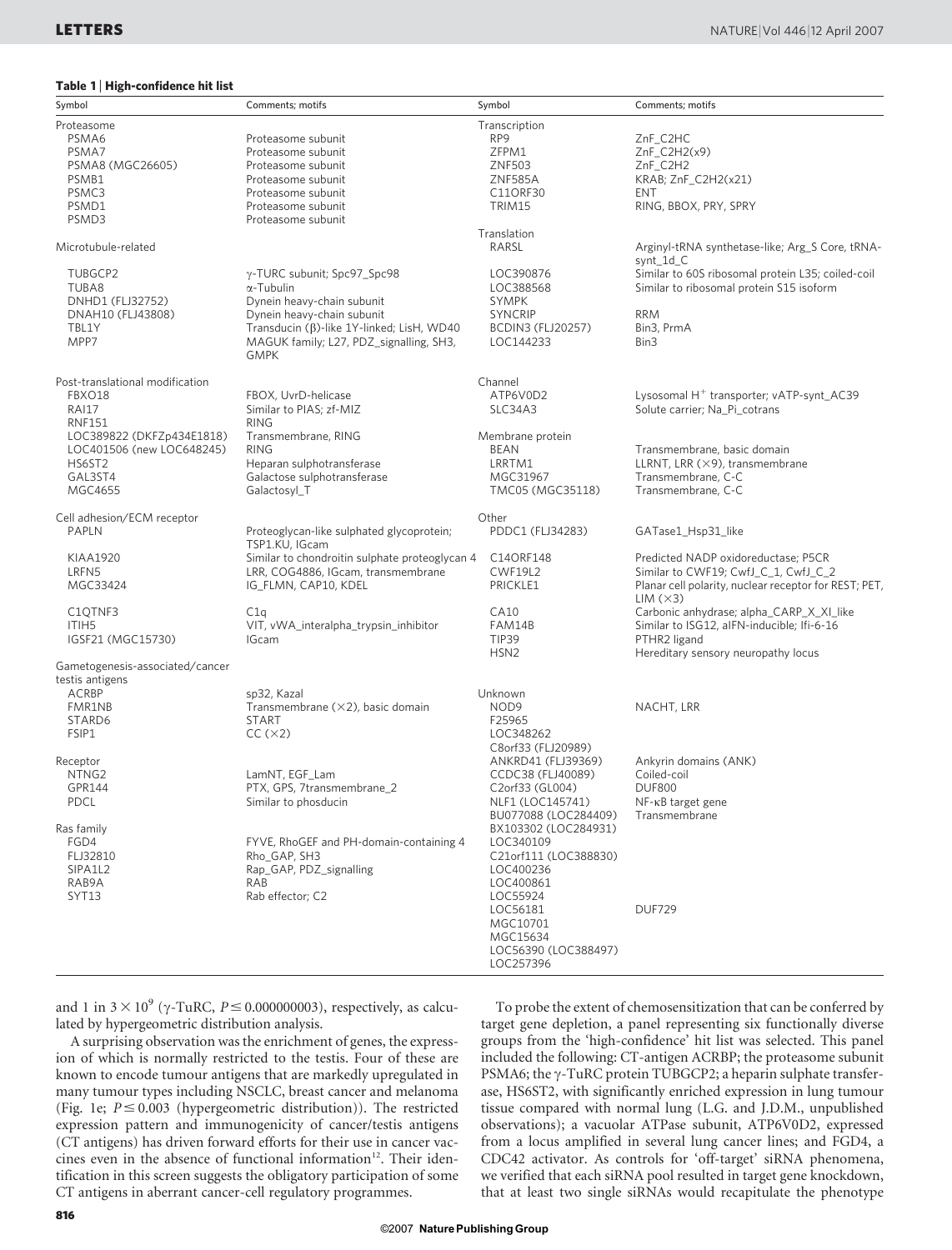**Table 1 | High-confidence hit list**

| Symbol | Comments; motifs | Symbol | Comments; motifs |
|---|---|---|---|
| Proteasome | | Transcription | |
| PSMA6 | Proteasome subunit | RP9 | ZnF_C2HC |
| PSMA7 | Proteasome subunit | ZFPM1 | ZnF_C2H2(x9) |
| PSMA8 (MGC26605) | Proteasome subunit | ZNF503 | ZnF_C2H2 |
| PSMB1 | Proteasome subunit | ZNF585A | KRAB; ZnF_C2H2(x21) |
| PSMC3 | Proteasome subunit | C11ORF30 | ENT |
| PSMD1 | Proteasome subunit | TRIM15 | RING, BBOX, PRY, SPRY |
| PSMD3 | Proteasome subunit | | |
| | | Translation | |
| Microtubule-related | | RARSL | Arginyl-tRNA synthetase-like; Arg_S Core, tRNA-synt_1d_C |
| TUBGCP2 | γ-TURC subunit; Spc97_Spc98 | LOC390876 | Similar to 60S ribosomal protein L35; coiled-coil |
| TUBA8 | α-Tubulin | LOC388568 | Similar to ribosomal protein S15 isoform |
| DNHD1 (FLJ32752) | Dynein heavy-chain subunit | SYMPK | |
| DNAH10 (FLJ43808) | Dynein heavy-chain subunit | SYNCRIP | RRM |
| TBL1Y | Transducin (β)-like 1Y-linked; LisH, WD40 | BCDIN3 (FLJ20257) | Bin3, PrmA |
| MPP7 | MAGUK family; L27, PDZ_signalling, SH3, GMPK | LOC144233 | Bin3 |
| Post-translational modification | | Channel | |
| FBXO18 | FBOX, UvrD-helicase | ATP6V0D2 | Lysosomal $H^+$ transporter; vATP-synt_AC39 |
| RAI17 | Similar to PIAS; zf-MIZ | SLC34A3 | Solute carrier; Na_Pi_cotrans |
| RNF151 | RING | | |
| LOC389822 (DKFZp434E1818) | Transmembrane, RING | Membrane protein | |
| LOC401506 (new LOC648245) | RING | BEAN | Transmembrane, basic domain |
| HS6ST2 | Heparan sulphotransferase | LRRTM1 | LLRNT, LRR (×9), transmembrane |
| GAL3ST4 | Galactose sulphotransferase | MGC31967 | Transmembrane, C-C |
| MGC4655 | Galactosyl_T | TMC05 (MGC35118) | Transmembrane, C-C |
| Cell adhesion/ECM receptor | | Other | |
| PAPLN | Proteoglycan-like sulphated glycoprotein; TSP1.KU, IGcam | PDDC1 (FLJ34283) | GATase1_Hsp31_like |
| KIAA1920 | Similar to chondroitin sulphate proteoglycan 4 | C14ORF148 | Predicted NADP oxidoreductase; P5CR |
| LRFN5 | LRR, COG4886, IGcam, transmembrane | CWF19L2 | Similar to CWF19; CwfJ_C_1, CwfJ_C_2 |
| MGC33424 | IG_FLMN, CAP10, KDEL | PRICKLE1 | Planar cell polarity, nuclear receptor for REST; PET, LIM (×3) |
| C1QTNF3 | C1q | CA10 | Carbonic anhydrase; alpha_CARP_X_XI_like |
| ITIH5 | VIT, vWA_interalpha_trypsin_inhibitor | FAM14B | Similar to ISG12, aIFN-inducible; Ifi-6-16 |
| IGSF21 (MGC15730) | IGcam | TIP39 | PTHR2 ligand |
| | | HSN2 | Hereditary sensory neuropathy locus |
| Gametogenesis-associated/cancer testis antigens | | | |
| ACRBP | sp32, Kazal | Unknown | |
| FMR1NB | Transmembrane (×2), basic domain | NOD9 | NACHT, LRR |
| STARD6 | START | F25965 | |
| FSIP1 | CC (×2) | LOC348262 | |
| | | C8orf33 (FLJ20989) | |
| Receptor | | ANKRD41 (FLJ39369) | Ankyrin domains (ANK) |
| NTNG2 | LamNT, EGF_Lam | CCDC38 (FLJ40089) | Coiled-coil |
| GPR144 | PTX, GPS, 7transmembrane_2 | C2orf33 (GL004) | DUF800 |
| PDCL | Similar to phosducin | NLF1 (LOC145741) | NF-κB target gene |
| | | BU077088 (LOC284409) | Transmembrane |
| Ras family | | BX103302 (LOC284931) | |
| FGD4 | FYVE, RhoGEF and PH-domain-containing 4 | LOC340109 | |
| FLJ32810 | Rho_GAP, SH3 | C21orf111 (LOC388830) | |
| SIPA1L2 | Rap_GAP, PDZ_signalling | LOC400236 | |
| RAB9A | RAB | LOC400861 | |
| SYT13 | Rab effector; C2 | LOC55924 | |
| | | LOC56181 | DUF729 |
| | | MGC10701 | |
| | | MGC15634 | |
| | | LOC56390 (LOC388497) | |
| | | LOC257396 | |

and 1 in $3 \times 10^9$ (γ-TuRC, $P \leq 0.000000003$), respectively, as calculated by hypergeometric distribution analysis.

A surprising observation was the enrichment of genes, the expression of which is normally restricted to the testis. Four of these are known to encode tumour antigens that are markedly upregulated in many tumour types including NSCLC, breast cancer and melanoma (Fig. 1e; $P \leq 0.003$ (hypergeometric distribution)). The restricted expression pattern and immunogenicity of cancer/testis antigens (CT antigens) has driven forward efforts for their use in cancer vaccines even in the absence of functional information[12]. Their identification in this screen suggests the obligatory participation of some CT antigens in aberrant cancer-cell regulatory programmes.

To probe the extent of chemosensitization that can be conferred by target gene depletion, a panel representing six functionally diverse groups from the 'high-confidence' hit list was selected. This panel included the following: CT-antigen ACRBP; the proteasome subunit PSMA6; the γ-TuRC protein TUBGCP2; a heparin sulphate transferase, HS6ST2, with significantly enriched expression in lung tumour tissue compared with normal lung (L.G. and J.D.M., unpublished observations); a vacuolar ATPase subunit, ATP6V0D2, expressed from a locus amplified in several lung cancer lines; and FGD4, a CDC42 activator. As controls for 'off-target' siRNA phenomena, we verified that each siRNA pool resulted in target gene knockdown, that at least two single siRNAs would recapitulate the phenotype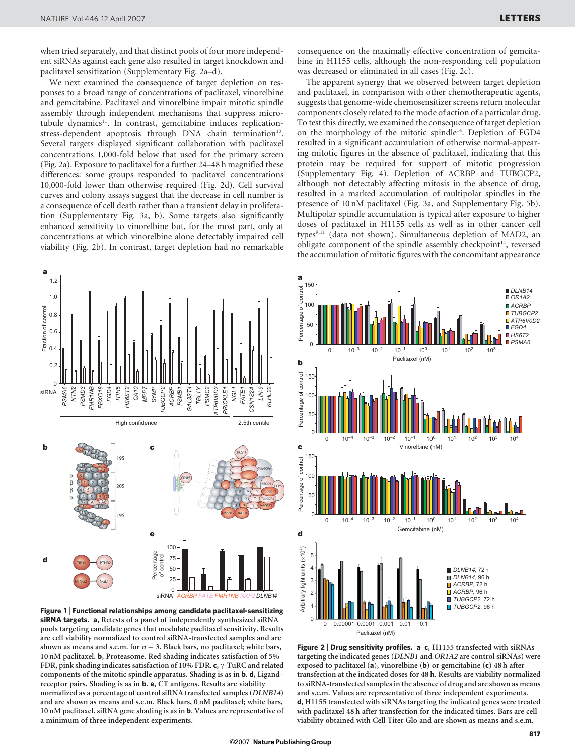when tried separately, and that distinct pools of four more independent siRNAs against each gene also resulted in target knockdown and paclitaxel sensitization (Supplementary Fig. 2a–d).

We next examined the consequence of target depletion on responses to a broad range of concentrations of paclitaxel, vinorelbine and gemcitabine. Paclitaxel and vinorelbine impair mitotic spindle assembly through independent mechanisms that suppress microtubule dynamics[11]. In contrast, gemcitabine induces replication-stress-dependent apoptosis through DNA chain termination[13]. Several targets displayed significant collaboration with paclitaxel concentrations 1,000-fold below that used for the primary screen (Fig. 2a). Exposure to paclitaxel for a further 24–48 h magnified these differences: some groups responded to paclitaxel concentrations 10,000-fold lower than otherwise required (Fig. 2d). Cell survival curves and colony assays suggest that the decrease in cell number is a consequence of cell death rather than a transient delay in proliferation (Supplementary Fig. 3a, b). Some targets also significantly enhanced sensitivity to vinorelbine but, for the most part, only at concentrations at which vinorelbine alone detectably impaired cell viability (Fig. 2b). In contrast, target depletion had no remarkable consequence on the maximally effective concentration of gemcitabine in H1155 cells, although the non-responding cell population was decreased or eliminated in all cases (Fig. 2c).

The apparent synergy that we observed between target depletion and paclitaxel, in comparison with other chemotherapeutic agents, suggests that genome-wide chemosensitizer screens return molecular components closely related to the mode of action of a particular drug. To test this directly, we examined the consequence of target depletion on the morphology of the mitotic spindle[14]. Depletion of FGD4 resulted in a significant accumulation of otherwise normal-appearing mitotic figures in the absence of paclitaxel, indicating that this protein may be required for support of mitotic progression (Supplementary Fig. 4). Depletion of ACRBP and TUBGCP2, although not detectably affecting mitosis in the absence of drug, resulted in a marked accumulation of multipolar spindles in the presence of 10 nM paclitaxel (Fig. 3a, and Supplementary Fig. 5b). Multipolar spindle accumulation is typical after exposure to higher doses of paclitaxel in H1155 cells as well as in other cancer cell types[9,11] (data not shown). Simultaneous depletion of MAD2, an obligate component of the spindle assembly checkpoint[14], reversed the accumulation of mitotic figures with the concomitant appearance

**Figure 1 | Functional relationships among candidate paclitaxel-sensitizing siRNA targets.** **a**, Retests of a panel of independently synthesized siRNA pools targeting candidate genes that modulate paclitaxel sensitivity. Results are cell viability normalized to control siRNA-transfected samples and are shown as means and s.e.m. for $n = 3$. Black bars, no paclitaxel; white bars, 10 nM paclitaxel. **b**, Proteasome. Red shading indicates satisfaction of 5% FDR, pink shading indicates satisfaction of 10% FDR. **c**, γ-TuRC and related components of the mitotic spindle apparatus. Shading is as in **b**. **d**, Ligand–receptor pairs. Shading is as in **b**. **e**, CT antigens. Results are viability normalized as a percentage of control siRNA transfected samples (*DLNB14*) and are shown as means and s.e.m. Black bars, 0 nM paclitaxel; white bars, 10 nM paclitaxel. siRNA gene shading is as in **b**. Values are representative of a minimum of three independent experiments.

**Figure 2 | Drug sensitivity profiles.** **a**–**c**, H1155 transfected with siRNAs targeting the indicated genes (*DLNB1* and *OR1A2* are control siRNAs) were exposed to paclitaxel (**a**), vinorelbine (**b**) or gemcitabine (**c**) 48 h after transfection at the indicated doses for 48 h. Results are viability normalized to siRNA-transfected samples in the absence of drug and are shown as means and s.e.m. Values are representative of three independent experiments. **d**, H1155 transfected with siRNAs targeting the indicated genes were treated with paclitaxel 48 h after transfection for the indicated times. Bars are cell viability obtained with Cell Titer Glo and are shown as means and s.e.m.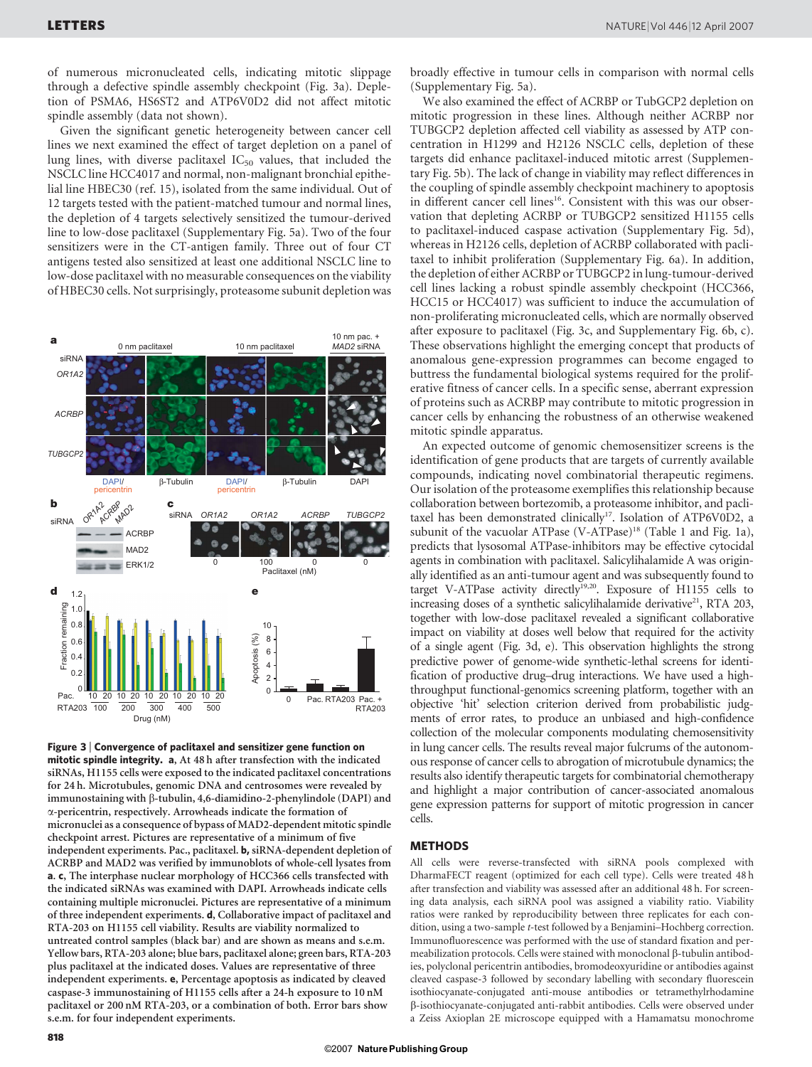of numerous micronucleated cells, indicating mitotic slippage through a defective spindle assembly checkpoint (Fig. 3a). Depletion of PSMA6, HS6ST2 and ATP6V0D2 did not affect mitotic spindle assembly (data not shown).

Given the significant genetic heterogeneity between cancer cell lines we next examined the effect of target depletion on a panel of lung lines, with diverse paclitaxel $IC_{50}$ values, that included the NSCLC line HCC4017 and normal, non-malignant bronchial epithelial line HBEC30 (ref. 15), isolated from the same individual. Out of 12 targets tested with the patient-matched tumour and normal lines, the depletion of 4 targets selectively sensitized the tumour-derived line to low-dose paclitaxel (Supplementary Fig. 5a). Two of the four sensitizers were in the CT-antigen family. Three out of four CT antigens tested also sensitized at least one additional NSCLC line to low-dose paclitaxel with no measurable consequences on the viability of HBEC30 cells. Not surprisingly, proteasome subunit depletion was broadly effective in tumour cells in comparison with normal cells (Supplementary Fig. 5a).

We also examined the effect of ACRBP or TubGCP2 depletion on mitotic progression in these lines. Although neither ACRBP nor TUBGCP2 depletion affected cell viability as assessed by ATP concentration in H1299 and H2126 NSCLC cells, depletion of these targets did enhance paclitaxel-induced mitotic arrest (Supplementary Fig. 5b). The lack of change in viability may reflect differences in the coupling of spindle assembly checkpoint machinery to apoptosis in different cancer cell lines[16]. Consistent with this was our observation that depleting ACRBP or TUBGCP2 sensitized H1155 cells to paclitaxel-induced caspase activation (Supplementary Fig. 5d), whereas in H2126 cells, depletion of ACRBP collaborated with paclitaxel to inhibit proliferation (Supplementary Fig. 6a). In addition, the depletion of either ACRBP or TUBGCP2 in lung-tumour-derived cell lines lacking a robust spindle assembly checkpoint (HCC366, HCC15 or HCC4017) was sufficient to induce the accumulation of non-proliferating micronucleated cells, which are normally observed after exposure to paclitaxel (Fig. 3c, and Supplementary Fig. 6b, c). These observations highlight the emerging concept that products of anomalous gene-expression programmes can become engaged to buttress the fundamental biological systems required for the proliferative fitness of cancer cells. In a specific sense, aberrant expression of proteins such as ACRBP may contribute to mitotic progression in cancer cells by enhancing the robustness of an otherwise weakened mitotic spindle apparatus.

An expected outcome of genomic chemosensitizer screens is the identification of gene products that are targets of currently available compounds, indicating novel combinatorial therapeutic regimens. Our isolation of the proteasome exemplifies this relationship because collaboration between bortezomib, a proteasome inhibitor, and paclitaxel has been demonstrated clinically[17]. Isolation of ATP6V0D2, a subunit of the vacuolar ATPase (V-ATPase)[18] (Table 1 and Fig. 1a), predicts that lysosomal ATPase-inhibitors may be effective cytocidal agents in combination with paclitaxel. Salicylihalamide A was originally identified as an anti-tumour agent and was subsequently found to target V-ATPase activity directly[19,20]. Exposure of H1155 cells to increasing doses of a synthetic salicylihalamide derivative[21], RTA 203, together with low-dose paclitaxel revealed a significant collaborative impact on viability at doses well below that required for the activity of a single agent (Fig. 3d, e). This observation highlights the strong predictive power of genome-wide synthetic-lethal screens for identification of productive drug–drug interactions. We have used a high-throughput functional-genomics screening platform, together with an objective 'hit' selection criterion derived from probabilistic judgments of error rates, to produce an unbiased and high-confidence collection of the molecular components modulating chemosensitivity in lung cancer cells. The results reveal major fulcrums of the autonomous response of cancer cells to abrogation of microtubule dynamics; the results also identify therapeutic targets for combinatorial chemotherapy and highlight a major contribution of cancer-associated anomalous gene expression patterns for support of mitotic progression in cancer cells.

**Figure 3 | Convergence of paclitaxel and sensitizer gene function on mitotic spindle integrity. a**, At 48 h after transfection with the indicated siRNAs, H1155 cells were exposed to the indicated paclitaxel concentrations for 24 h. Microtubules, genomic DNA and centrosomes were revealed by immunostaining with β-tubulin, 4,6-diamidino-2-phenylindole (DAPI) and α-pericentrin, respectively. Arrowheads indicate the formation of micronuclei as a consequence of bypass of MAD2-dependent mitotic spindle checkpoint arrest. Pictures are representative of a minimum of five independent experiments. Pac., paclitaxel. **b**, siRNA-dependent depletion of ACRBP and MAD2 was verified by immunoblots of whole-cell lysates from **a**. **c**, The interphase nuclear morphology of HCC366 cells transfected with the indicated siRNAs was examined with DAPI. Arrowheads indicate cells containing multiple micronuclei. Pictures are representative of a minimum of three independent experiments. **d**, Collaborative impact of paclitaxel and RTA-203 on H1155 cell viability. Results are viability normalized to untreated control samples (black bar) and are shown as means and s.e.m. Yellow bars, RTA-203 alone; blue bars, paclitaxel alone; green bars, RTA-203 plus paclitaxel at the indicated doses. Values are representative of three independent experiments. **e**, Percentage apoptosis as indicated by cleaved caspase-3 immunostaining of H1155 cells after a 24-h exposure to 10 nM paclitaxel or 200 nM RTA-203, or a combination of both. Error bars show s.e.m. for four independent experiments.

## METHODS

All cells were reverse-transfected with siRNA pools complexed with DharmaFECT reagent (optimized for each cell type). Cells were treated 48 h after transfection and viability was assessed after an additional 48 h. For screening data analysis, each siRNA pool was assigned a viability ratio. Viability ratios were ranked by reproducibility between three replicates for each condition, using a two-sample $t$-test followed by a Benjamini–Hochberg correction. Immunofluorescence was performed with the use of standard fixation and permeabilization protocols. Cells were stained with monoclonal β-tubulin antibodies, polyclonal pericentrin antibodies, bromodeoxyuridine or antibodies against cleaved caspase-3 followed by secondary labelling with secondary fluorescein isothiocyanate-conjugated anti-mouse antibodies or tetramethylrhodamine β-isothiocyanate-conjugated anti-rabbit antibodies. Cells were observed under a Zeiss Axioplan 2E microscope equipped with a Hamamatsu monochrome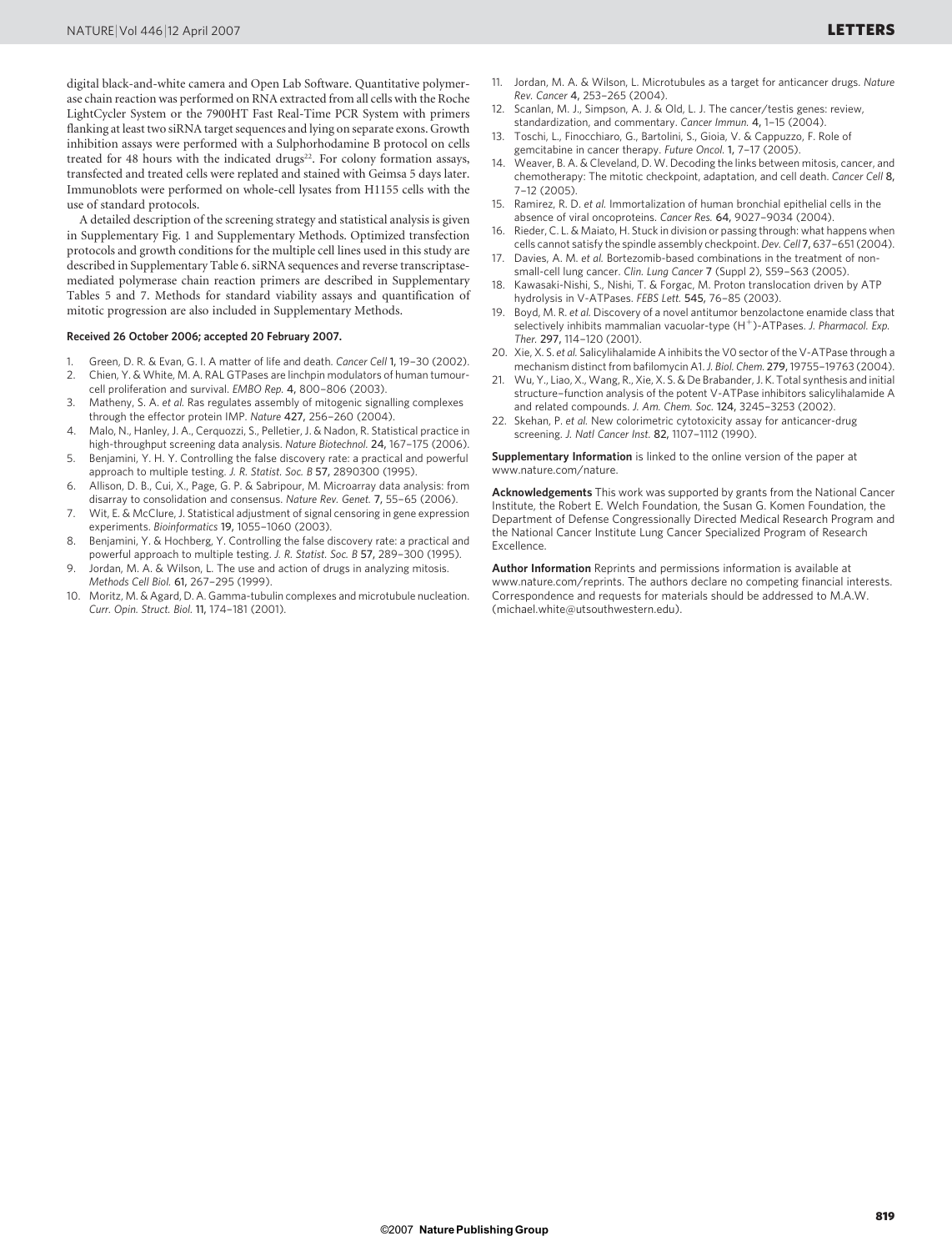digital black-and-white camera and Open Lab Software. Quantitative polymerase chain reaction was performed on RNA extracted from all cells with the Roche LightCycler System or the 7900HT Fast Real-Time PCR System with primers flanking at least two siRNA target sequences and lying on separate exons. Growth inhibition assays were performed with a Sulphorhodamine B protocol on cells treated for 48 hours with the indicated drugs[22]. For colony formation assays, transfected and treated cells were replated and stained with Geimsa 5 days later. Immunoblots were performed on whole-cell lysates from H1155 cells with the use of standard protocols.

A detailed description of the screening strategy and statistical analysis is given in Supplementary Fig. 1 and Supplementary Methods. Optimized transfection protocols and growth conditions for the multiple cell lines used in this study are described in Supplementary Table 6. siRNA sequences and reverse transcriptase-mediated polymerase chain reaction primers are described in Supplementary Tables 5 and 7. Methods for standard viability assays and quantification of mitotic progression are also included in Supplementary Methods.

**Received 26 October 2006; accepted 20 February 2007.**

1. Green, D. R. & Evan, G. I. A matter of life and death. *Cancer Cell* **1,** 19–30 (2002).
2. Chien, Y. & White, M. A. RAL GTPases are linchpin modulators of human tumour-cell proliferation and survival. *EMBO Rep.* **4,** 800–806 (2003).
3. Matheny, S. A. *et al.* Ras regulates assembly of mitogenic signalling complexes through the effector protein IMP. *Nature* **427,** 256–260 (2004).
4. Malo, N., Hanley, J. A., Cerquozzi, S., Pelletier, J. & Nadon, R. Statistical practice in high-throughput screening data analysis. *Nature Biotechnol.* **24,** 167–175 (2006).
5. Benjamini, Y. H. Y. Controlling the false discovery rate: a practical and powerful approach to multiple testing. *J. R. Statist. Soc. B* **57,** 2890300 (1995).
6. Allison, D. B., Cui, X., Page, G. P. & Sabripour, M. Microarray data analysis: from disarray to consolidation and consensus. *Nature Rev. Genet.* **7,** 55–65 (2006).
7. Wit, E. & McClure, J. Statistical adjustment of signal censoring in gene expression experiments. *Bioinformatics* **19,** 1055–1060 (2003).
8. Benjamini, Y. & Hochberg, Y. Controlling the false discovery rate: a practical and powerful approach to multiple testing. *J. R. Statist. Soc. B* **57,** 289–300 (1995).
9. Jordan, M. A. & Wilson, L. The use and action of drugs in analyzing mitosis. *Methods Cell Biol.* **61,** 267–295 (1999).
10. Moritz, M. & Agard, D. A. Gamma-tubulin complexes and microtubule nucleation. *Curr. Opin. Struct. Biol.* **11,** 174–181 (2001).
11. Jordan, M. A. & Wilson, L. Microtubules as a target for anticancer drugs. *Nature Rev. Cancer* **4,** 253–265 (2004).
12. Scanlan, M. J., Simpson, A. J. & Old, L. J. The cancer/testis genes: review, standardization, and commentary. *Cancer Immun.* **4,** 1–15 (2004).
13. Toschi, L., Finocchiaro, G., Bartolini, S., Gioia, V. & Cappuzzo, F. Role of gemcitabine in cancer therapy. *Future Oncol.* **1,** 7–17 (2005).
14. Weaver, B. A. & Cleveland, D. W. Decoding the links between mitosis, cancer, and chemotherapy: The mitotic checkpoint, adaptation, and cell death. *Cancer Cell* **8,** 7–12 (2005).
15. Ramirez, R. D. *et al.* Immortalization of human bronchial epithelial cells in the absence of viral oncoproteins. *Cancer Res.* **64,** 9027–9034 (2004).
16. Rieder, C. L. & Maiato, H. Stuck in division or passing through: what happens when cells cannot satisfy the spindle assembly checkpoint. *Dev. Cell* **7,** 637–651 (2004).
17. Davies, A. M. *et al.* Bortezomib-based combinations in the treatment of non-small-cell lung cancer. *Clin. Lung Cancer* **7** (Suppl 2), S59–S63 (2005).
18. Kawasaki-Nishi, S., Nishi, T. & Forgac, M. Proton translocation driven by ATP hydrolysis in V-ATPases. *FEBS Lett.* **545,** 76–85 (2003).
19. Boyd, M. R. *et al.* Discovery of a novel antitumor benzolactone enamide class that selectively inhibits mammalian vacuolar-type ($H^+$)-ATPases. *J. Pharmacol. Exp. Ther.* **297,** 114–120 (2001).
20. Xie, X. S. *et al.* Salicylihalamide A inhibits the V0 sector of the V-ATPase through a mechanism distinct from bafilomycin A1. *J. Biol. Chem.* **279,** 19755–19763 (2004).
21. Wu, Y., Liao, X., Wang, R., Xie, X. S. & De Brabander, J. K. Total synthesis and initial structure–function analysis of the potent V-ATPase inhibitors salicylihalamide A and related compounds. *J. Am. Chem. Soc.* **124,** 3245–3253 (2002).
22. Skehan, P. *et al.* New colorimetric cytotoxicity assay for anticancer-drug screening. *J. Natl Cancer Inst.* **82,** 1107–1112 (1990).

**Supplementary Information** is linked to the online version of the paper at www.nature.com/nature.

**Acknowledgements** This work was supported by grants from the National Cancer Institute, the Robert E. Welch Foundation, the Susan G. Komen Foundation, the Department of Defense Congressionally Directed Medical Research Program and the National Cancer Institute Lung Cancer Specialized Program of Research Excellence.

**Author Information** Reprints and permissions information is available at www.nature.com/reprints. The authors declare no competing financial interests. Correspondence and requests for materials should be addressed to M.A.W. (michael.white@utsouthwestern.edu).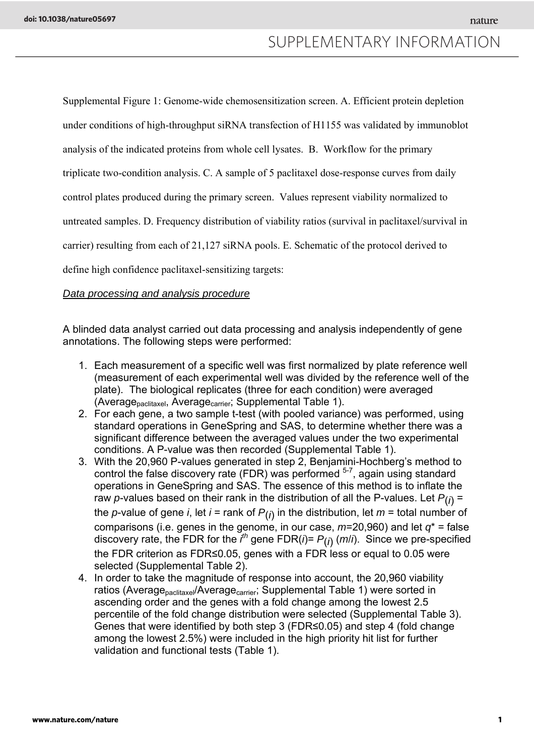Supplemental Figure 1: Genome-wide chemosensitization screen. A. Efficient protein depletion under conditions of high-throughput siRNA transfection of H1155 was validated by immunoblot analysis of the indicated proteins from whole cell lysates. B. Workflow for the primary triplicate two-condition analysis. C. A sample of 5 paclitaxel dose-response curves from daily control plates produced during the primary screen. Values represent viability normalized to untreated samples. D. Frequency distribution of viability ratios (survival in paclitaxel/survival in carrier) resulting from each of 21,127 siRNA pools. E. Schematic of the protocol derived to define high confidence paclitaxel-sensitizing targets:

## Data processing and analysis procedure

A blinded data analyst carried out data processing and analysis independently of gene annotations. The following steps were performed:

1. Each measurement of a specific well was first normalized by plate reference well (measurement of each experimental well was divided by the reference well of the plate). The biological replicates (three for each condition) were averaged ($Average_{paclitaxel}$, $Average_{carrier}$; Supplemental Table 1).
2. For each gene, a two sample t-test (with pooled variance) was performed, using standard operations in GeneSpring and SAS, to determine whether there was a significant difference between the averaged values under the two experimental conditions. A P-value was then recorded (Supplemental Table 1).
3. With the 20,960 P-values generated in step 2, Benjamini-Hochberg's method to control the false discovery rate (FDR) was performed [5-7], again using standard operations in GeneSpring and SAS. The essence of this method is to inflate the raw *p*-values based on their rank in the distribution of all the P-values. Let $P_{(i)}$ = the *p*-value of gene *i*, let *i* = rank of $P_{(i)}$ in the distribution, let *m* = total number of comparisons (i.e. genes in the genome, in our case, *m*=20,960) and let $q^*$ = false discovery rate, the FDR for the $i^{th}$ gene $FDR(i) = P_{(i)}\,(m/i)$. Since we pre-specified the FDR criterion as FDR≤0.05, genes with a FDR less or equal to 0.05 were selected (Supplemental Table 2).
4. In order to take the magnitude of response into account, the 20,960 viability ratios ($Average_{paclitaxel}/Average_{carrier}$; Supplemental Table 1) were sorted in ascending order and the genes with a fold change among the lowest 2.5 percentile of the fold change distribution were selected (Supplemental Table 3). Genes that were identified by both step 3 (FDR≤0.05) and step 4 (fold change among the lowest 2.5%) were included in the high priority hit list for further validation and functional tests (Table 1).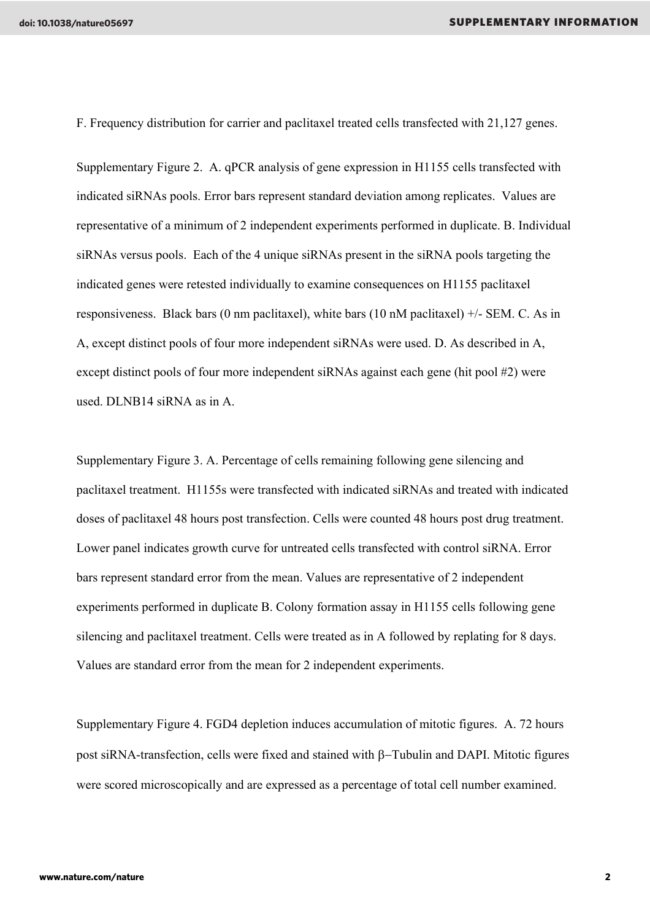F. Frequency distribution for carrier and paclitaxel treated cells transfected with 21,127 genes.

Supplementary Figure 2. A. qPCR analysis of gene expression in H1155 cells transfected with indicated siRNAs pools. Error bars represent standard deviation among replicates. Values are representative of a minimum of 2 independent experiments performed in duplicate. B. Individual siRNAs versus pools. Each of the 4 unique siRNAs present in the siRNA pools targeting the indicated genes were retested individually to examine consequences on H1155 paclitaxel responsiveness. Black bars (0 nm paclitaxel), white bars (10 nM paclitaxel) +/- SEM. C. As in A, except distinct pools of four more independent siRNAs were used. D. As described in A, except distinct pools of four more independent siRNAs against each gene (hit pool #2) were used. DLNB14 siRNA as in A.

Supplementary Figure 3. A. Percentage of cells remaining following gene silencing and paclitaxel treatment. H1155s were transfected with indicated siRNAs and treated with indicated doses of paclitaxel 48 hours post transfection. Cells were counted 48 hours post drug treatment. Lower panel indicates growth curve for untreated cells transfected with control siRNA. Error bars represent standard error from the mean. Values are representative of 2 independent experiments performed in duplicate B. Colony formation assay in H1155 cells following gene silencing and paclitaxel treatment. Cells were treated as in A followed by replating for 8 days. Values are standard error from the mean for 2 independent experiments.

Supplementary Figure 4. FGD4 depletion induces accumulation of mitotic figures. A. 72 hours post siRNA-transfection, cells were fixed and stained with β−Tubulin and DAPI. Mitotic figures were scored microscopically and are expressed as a percentage of total cell number examined.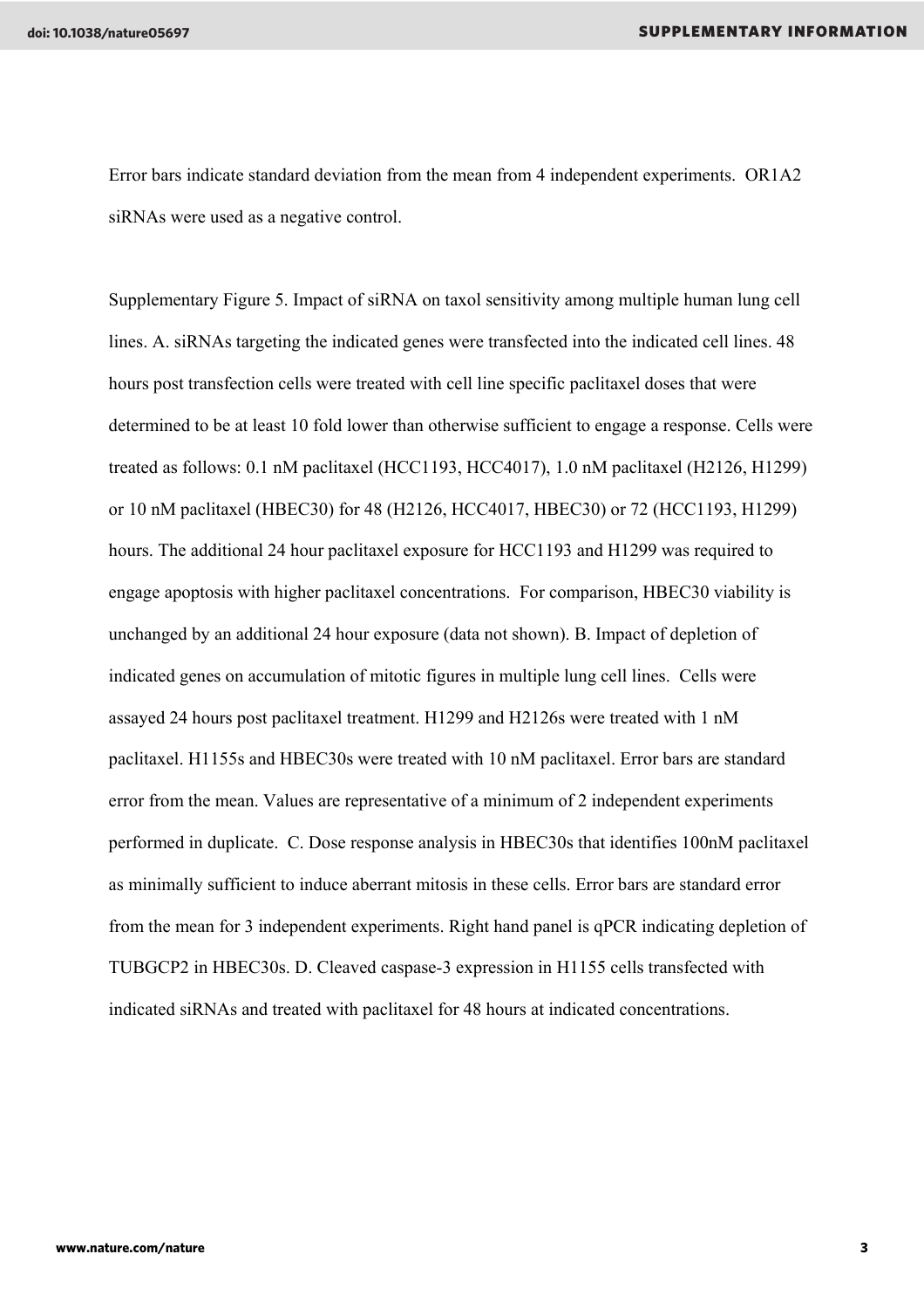Error bars indicate standard deviation from the mean from 4 independent experiments. OR1A2 siRNAs were used as a negative control.

Supplementary Figure 5. Impact of siRNA on taxol sensitivity among multiple human lung cell lines. A. siRNAs targeting the indicated genes were transfected into the indicated cell lines. 48 hours post transfection cells were treated with cell line specific paclitaxel doses that were determined to be at least 10 fold lower than otherwise sufficient to engage a response. Cells were treated as follows: 0.1 nM paclitaxel (HCC1193, HCC4017), 1.0 nM paclitaxel (H2126, H1299) or 10 nM paclitaxel (HBEC30) for 48 (H2126, HCC4017, HBEC30) or 72 (HCC1193, H1299) hours. The additional 24 hour paclitaxel exposure for HCC1193 and H1299 was required to engage apoptosis with higher paclitaxel concentrations. For comparison, HBEC30 viability is unchanged by an additional 24 hour exposure (data not shown). B. Impact of depletion of indicated genes on accumulation of mitotic figures in multiple lung cell lines. Cells were assayed 24 hours post paclitaxel treatment. H1299 and H2126s were treated with 1 nM paclitaxel. H1155s and HBEC30s were treated with 10 nM paclitaxel. Error bars are standard error from the mean. Values are representative of a minimum of 2 independent experiments performed in duplicate. C. Dose response analysis in HBEC30s that identifies 100nM paclitaxel as minimally sufficient to induce aberrant mitosis in these cells. Error bars are standard error from the mean for 3 independent experiments. Right hand panel is qPCR indicating depletion of TUBGCP2 in HBEC30s. D. Cleaved caspase-3 expression in H1155 cells transfected with indicated siRNAs and treated with paclitaxel for 48 hours at indicated concentrations.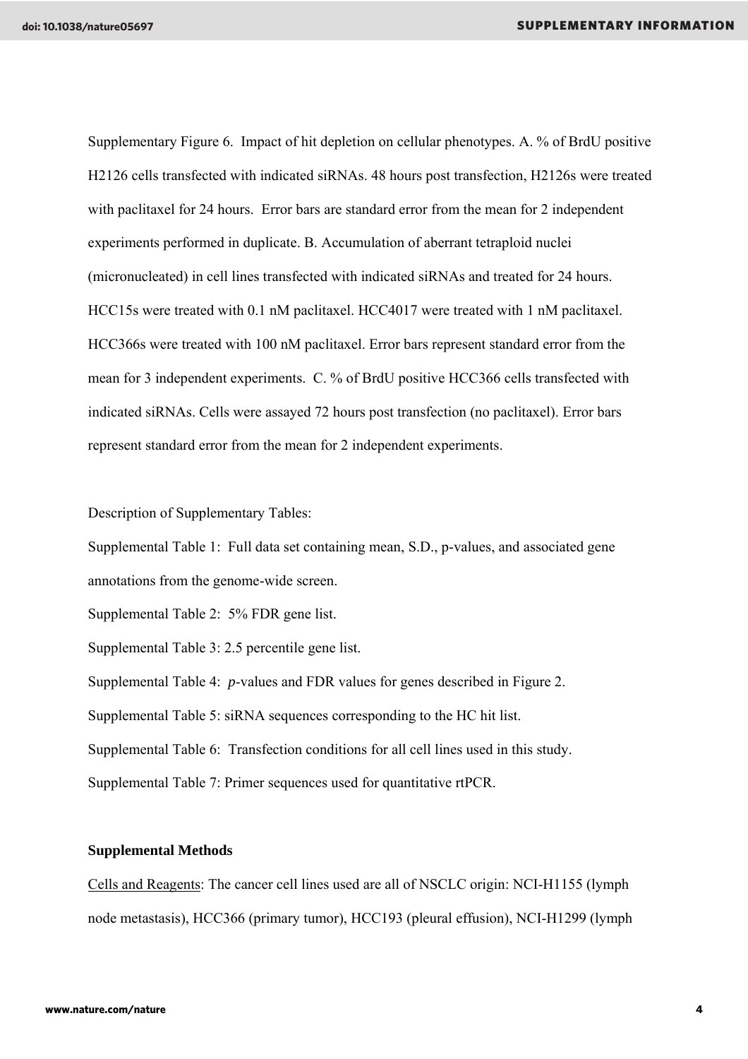Supplementary Figure 6. Impact of hit depletion on cellular phenotypes. A. % of BrdU positive H2126 cells transfected with indicated siRNAs. 48 hours post transfection, H2126s were treated with paclitaxel for 24 hours. Error bars are standard error from the mean for 2 independent experiments performed in duplicate. B. Accumulation of aberrant tetraploid nuclei (micronucleated) in cell lines transfected with indicated siRNAs and treated for 24 hours. HCC15s were treated with 0.1 nM paclitaxel. HCC4017 were treated with 1 nM paclitaxel. HCC366s were treated with 100 nM paclitaxel. Error bars represent standard error from the mean for 3 independent experiments. C. % of BrdU positive HCC366 cells transfected with indicated siRNAs. Cells were assayed 72 hours post transfection (no paclitaxel). Error bars represent standard error from the mean for 2 independent experiments.

Description of Supplementary Tables:

Supplemental Table 1: Full data set containing mean, S.D., p-values, and associated gene annotations from the genome-wide screen.

Supplemental Table 2: 5% FDR gene list.

Supplemental Table 3: 2.5 percentile gene list.

Supplemental Table 4: *p*-values and FDR values for genes described in Figure 2.

Supplemental Table 5: siRNA sequences corresponding to the HC hit list.

Supplemental Table 6: Transfection conditions for all cell lines used in this study.

Supplemental Table 7: Primer sequences used for quantitative rtPCR.

**Supplemental Methods**

Cells and Reagents: The cancer cell lines used are all of NSCLC origin: NCI-H1155 (lymph node metastasis), HCC366 (primary tumor), HCC193 (pleural effusion), NCI-H1299 (lymph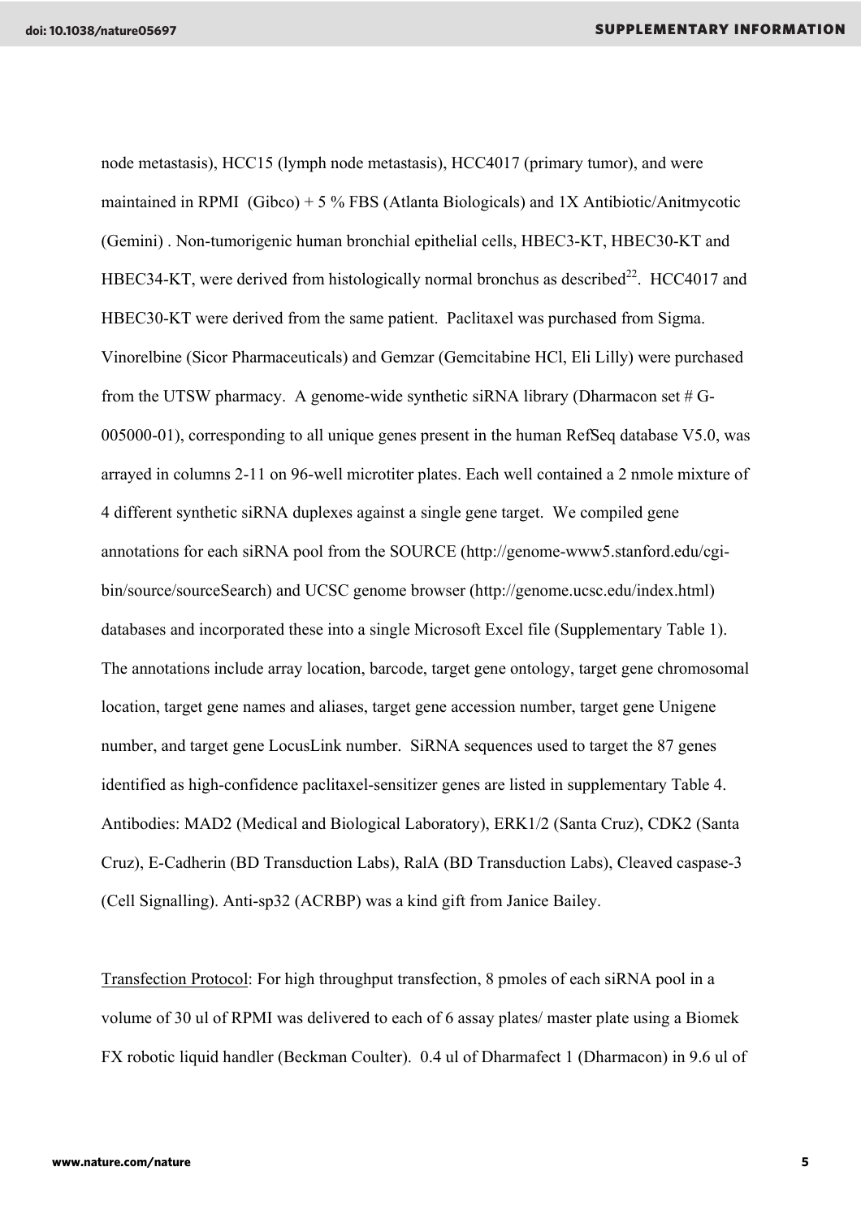node metastasis), HCC15 (lymph node metastasis), HCC4017 (primary tumor), and were maintained in RPMI (Gibco) + 5 % FBS (Atlanta Biologicals) and 1X Antibiotic/Anitmycotic (Gemini) . Non-tumorigenic human bronchial epithelial cells, HBEC3-KT, HBEC30-KT and HBEC34-KT, were derived from histologically normal bronchus as described[22]. HCC4017 and HBEC30-KT were derived from the same patient. Paclitaxel was purchased from Sigma. Vinorelbine (Sicor Pharmaceuticals) and Gemzar (Gemcitabine HCl, Eli Lilly) were purchased from the UTSW pharmacy. A genome-wide synthetic siRNA library (Dharmacon set # G-005000-01), corresponding to all unique genes present in the human RefSeq database V5.0, was arrayed in columns 2-11 on 96-well microtiter plates. Each well contained a 2 nmole mixture of 4 different synthetic siRNA duplexes against a single gene target. We compiled gene annotations for each siRNA pool from the SOURCE (http://genome-www5.stanford.edu/cgi-bin/source/sourceSearch) and UCSC genome browser (http://genome.ucsc.edu/index.html) databases and incorporated these into a single Microsoft Excel file (Supplementary Table 1). The annotations include array location, barcode, target gene ontology, target gene chromosomal location, target gene names and aliases, target gene accession number, target gene Unigene number, and target gene LocusLink number. SiRNA sequences used to target the 87 genes identified as high-confidence paclitaxel-sensitizer genes are listed in supplementary Table 4. Antibodies: MAD2 (Medical and Biological Laboratory), ERK1/2 (Santa Cruz), CDK2 (Santa Cruz), E-Cadherin (BD Transduction Labs), RalA (BD Transduction Labs), Cleaved caspase-3 (Cell Signalling). Anti-sp32 (ACRBP) was a kind gift from Janice Bailey.

Transfection Protocol: For high throughput transfection, 8 pmoles of each siRNA pool in a volume of 30 ul of RPMI was delivered to each of 6 assay plates/ master plate using a Biomek FX robotic liquid handler (Beckman Coulter). 0.4 ul of Dharmafect 1 (Dharmacon) in 9.6 ul of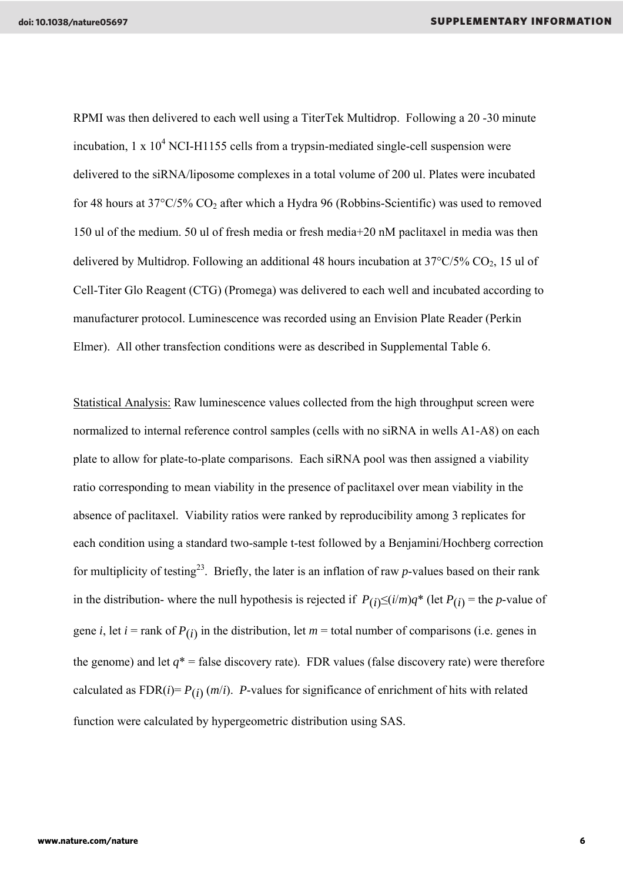RPMI was then delivered to each well using a TiterTek Multidrop. Following a 20 -30 minute incubation, $1 \times 10^4$ NCI-H1155 cells from a trypsin-mediated single-cell suspension were delivered to the siRNA/liposome complexes in a total volume of 200 ul. Plates were incubated for 48 hours at 37°C/5% $CO_2$ after which a Hydra 96 (Robbins-Scientific) was used to removed 150 ul of the medium. 50 ul of fresh media or fresh media+20 nM paclitaxel in media was then delivered by Multidrop. Following an additional 48 hours incubation at 37°C/5% $CO_2$, 15 ul of Cell-Titer Glo Reagent (CTG) (Promega) was delivered to each well and incubated according to manufacturer protocol. Luminescence was recorded using an Envision Plate Reader (Perkin Elmer). All other transfection conditions were as described in Supplemental Table 6.

Statistical Analysis: Raw luminescence values collected from the high throughput screen were normalized to internal reference control samples (cells with no siRNA in wells A1-A8) on each plate to allow for plate-to-plate comparisons. Each siRNA pool was then assigned a viability ratio corresponding to mean viability in the presence of paclitaxel over mean viability in the absence of paclitaxel. Viability ratios were ranked by reproducibility among 3 replicates for each condition using a standard two-sample t-test followed by a Benjamini/Hochberg correction for multiplicity of testing[23]. Briefly, the later is an inflation of raw *p*-values based on their rank in the distribution- where the null hypothesis is rejected if $P_{(i)} \leq (i/m)q^*$ (let $P_{(i)}$ = the *p*-value of gene *i*, let *i* = rank of $P_{(i)}$ in the distribution, let *m* = total number of comparisons (i.e. genes in the genome) and let $q^*$ = false discovery rate). FDR values (false discovery rate) were therefore calculated as $\text{FDR}(i) = P_{(i)}\,(m/i)$. *P*-values for significance of enrichment of hits with related function were calculated by hypergeometric distribution using SAS.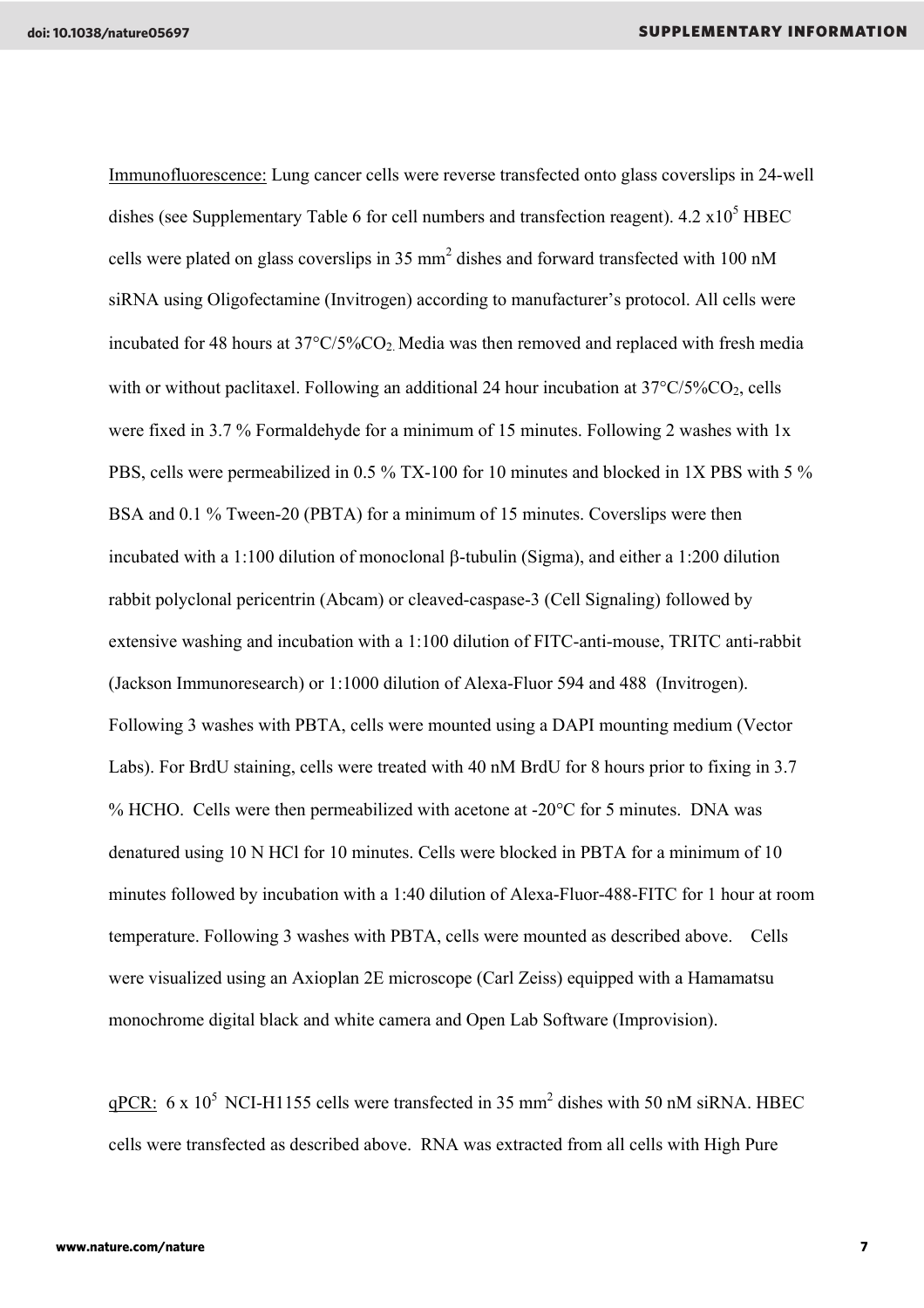Immunofluorescence: Lung cancer cells were reverse transfected onto glass coverslips in 24-well dishes (see Supplementary Table 6 for cell numbers and transfection reagent). $4.2 \times 10^5$ HBEC cells were plated on glass coverslips in 35 $mm^2$ dishes and forward transfected with 100 nM siRNA using Oligofectamine (Invitrogen) according to manufacturer's protocol. All cells were incubated for 48 hours at 37°C/5%$CO_2$. Media was then removed and replaced with fresh media with or without paclitaxel. Following an additional 24 hour incubation at 37°C/5%$CO_2$, cells were fixed in 3.7 % Formaldehyde for a minimum of 15 minutes. Following 2 washes with 1x PBS, cells were permeabilized in 0.5 % TX-100 for 10 minutes and blocked in 1X PBS with 5 % BSA and 0.1 % Tween-20 (PBTA) for a minimum of 15 minutes. Coverslips were then incubated with a 1:100 dilution of monoclonal β-tubulin (Sigma), and either a 1:200 dilution rabbit polyclonal pericentrin (Abcam) or cleaved-caspase-3 (Cell Signaling) followed by extensive washing and incubation with a 1:100 dilution of FITC-anti-mouse, TRITC anti-rabbit (Jackson Immunoresearch) or 1:1000 dilution of Alexa-Fluor 594 and 488 (Invitrogen). Following 3 washes with PBTA, cells were mounted using a DAPI mounting medium (Vector Labs). For BrdU staining, cells were treated with 40 nM BrdU for 8 hours prior to fixing in 3.7 % HCHO. Cells were then permeabilized with acetone at -20°C for 5 minutes. DNA was denatured using 10 N HCl for 10 minutes. Cells were blocked in PBTA for a minimum of 10 minutes followed by incubation with a 1:40 dilution of Alexa-Fluor-488-FITC for 1 hour at room temperature. Following 3 washes with PBTA, cells were mounted as described above. Cells were visualized using an Axioplan 2E microscope (Carl Zeiss) equipped with a Hamamatsu monochrome digital black and white camera and Open Lab Software (Improvision).

qPCR: $6 \times 10^5$ NCI-H1155 cells were transfected in 35 $mm^2$ dishes with 50 nM siRNA. HBEC cells were transfected as described above. RNA was extracted from all cells with High Pure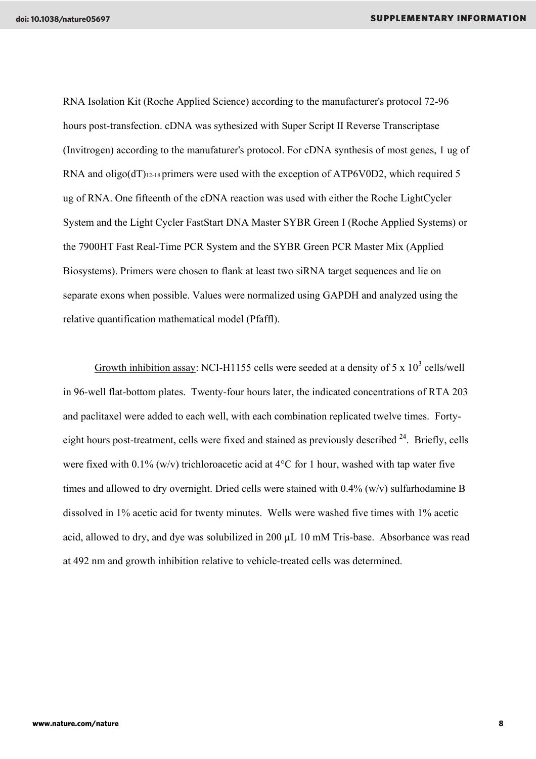RNA Isolation Kit (Roche Applied Science) according to the manufacturer's protocol 72-96 hours post-transfection. cDNA was sythesized with Super Script II Reverse Transcriptase (Invitrogen) according to the manufaturer's protocol. For cDNA synthesis of most genes, 1 ug of RNA and oligo(dT)$_{12-18}$ primers were used with the exception of ATP6V0D2, which required 5 ug of RNA. One fifteenth of the cDNA reaction was used with either the Roche LightCycler System and the Light Cycler FastStart DNA Master SYBR Green I (Roche Applied Systems) or the 7900HT Fast Real-Time PCR System and the SYBR Green PCR Master Mix (Applied Biosystems). Primers were chosen to flank at least two siRNA target sequences and lie on separate exons when possible. Values were normalized using GAPDH and analyzed using the relative quantification mathematical model (Pfaffl).

Growth inhibition assay: NCI-H1155 cells were seeded at a density of 5 x $10^3$ cells/well in 96-well flat-bottom plates. Twenty-four hours later, the indicated concentrations of RTA 203 and paclitaxel were added to each well, with each combination replicated twelve times. Forty-eight hours post-treatment, cells were fixed and stained as previously described [24]. Briefly, cells were fixed with 0.1% (w/v) trichloroacetic acid at 4°C for 1 hour, washed with tap water five times and allowed to dry overnight. Dried cells were stained with 0.4% (w/v) sulfarhodamine B dissolved in 1% acetic acid for twenty minutes. Wells were washed five times with 1% acetic acid, allowed to dry, and dye was solubilized in 200 µL 10 mM Tris-base. Absorbance was read at 492 nm and growth inhibition relative to vehicle-treated cells was determined.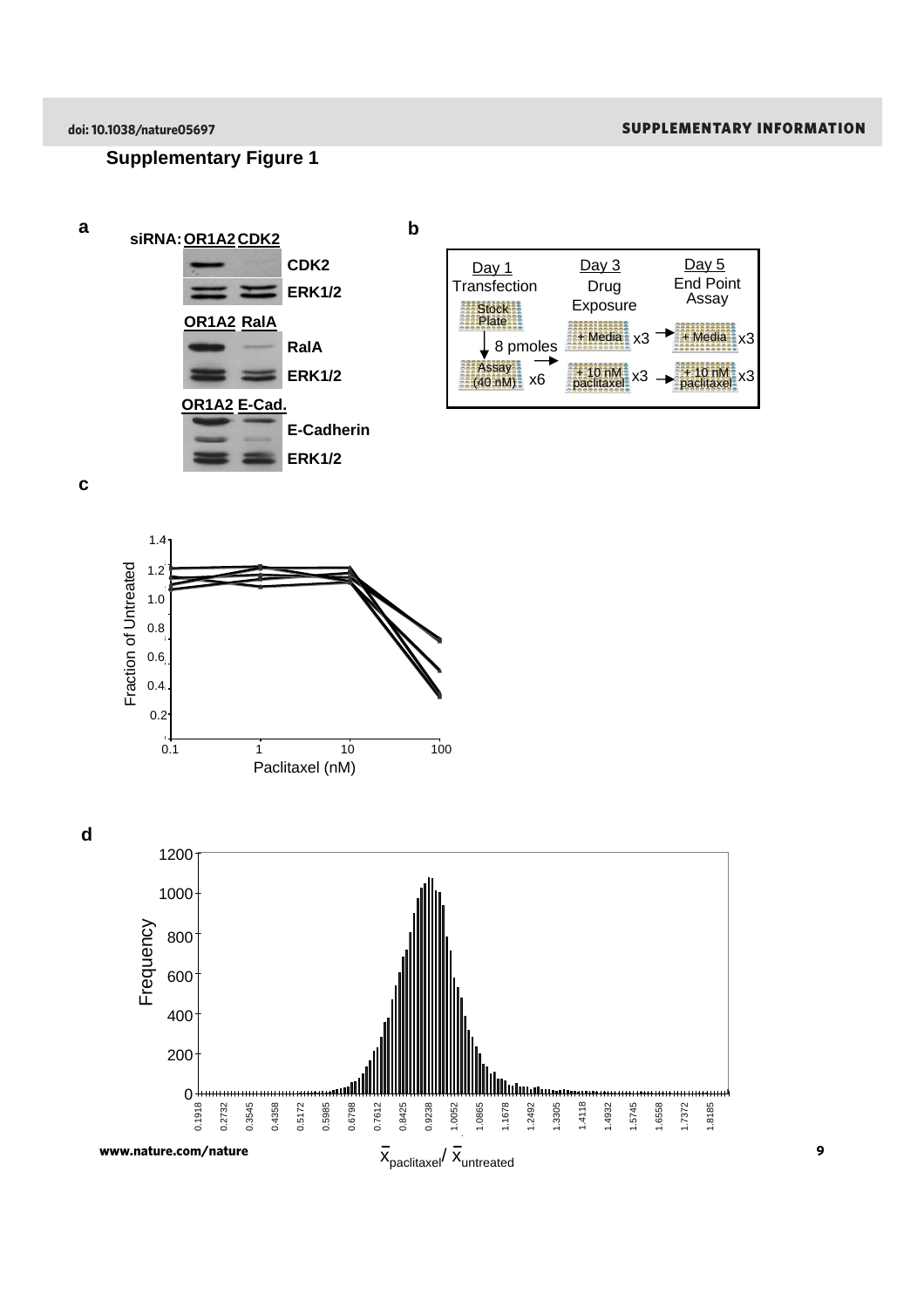## Supplementary Figure 1

**a**

siRNA: OR1A2 CDK2

CDK2

ERK1/2

OR1A2 RalA

RalA

ERK1/2

OR1A2 E-Cad.

E-Cadherin

ERK1/2

**b**

Day 1 Transfection — Stock Plate — 8 pmoles — Assay (40 nM) x6

Day 3 Drug Exposure — + Media x3; + 10 nM paclitaxel x3

Day 5 End Point Assay — + Media x3; + 10 nM paclitaxel x3

**c**

Fraction of Untreated

Paclitaxel (nM)

**d**

Frequency

$\bar{x}_{paclitaxel} / \bar{x}_{untreated}$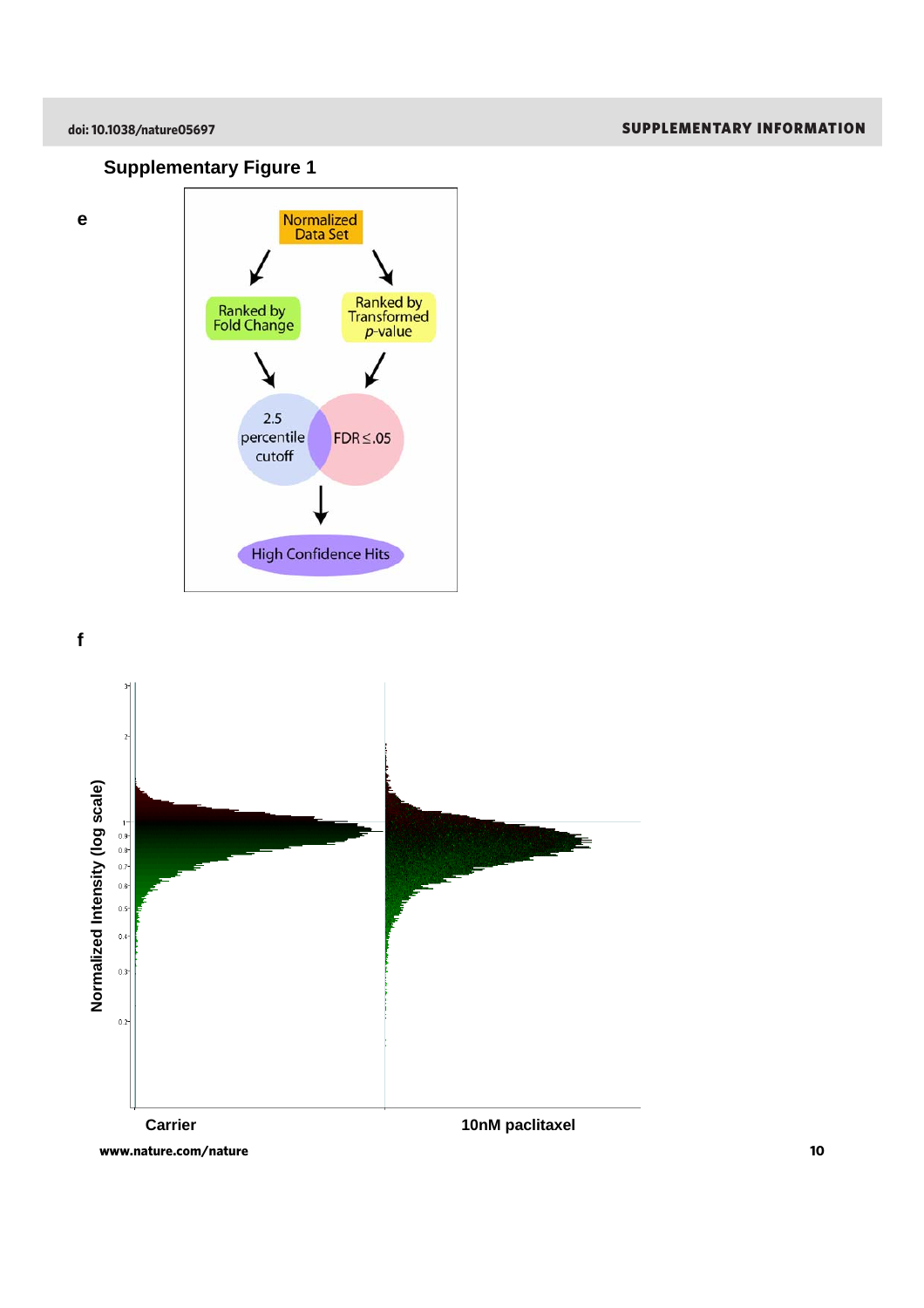## Supplementary Figure 1

**e**

Normalized Data Set

Ranked by Fold Change

Ranked by Transformed *p*-value

2.5 percentile cutoff

FDR ≤ .05

High Confidence Hits

**f**

Normalized Intensity (log scale)

**Carrier**

**10nM paclitaxel**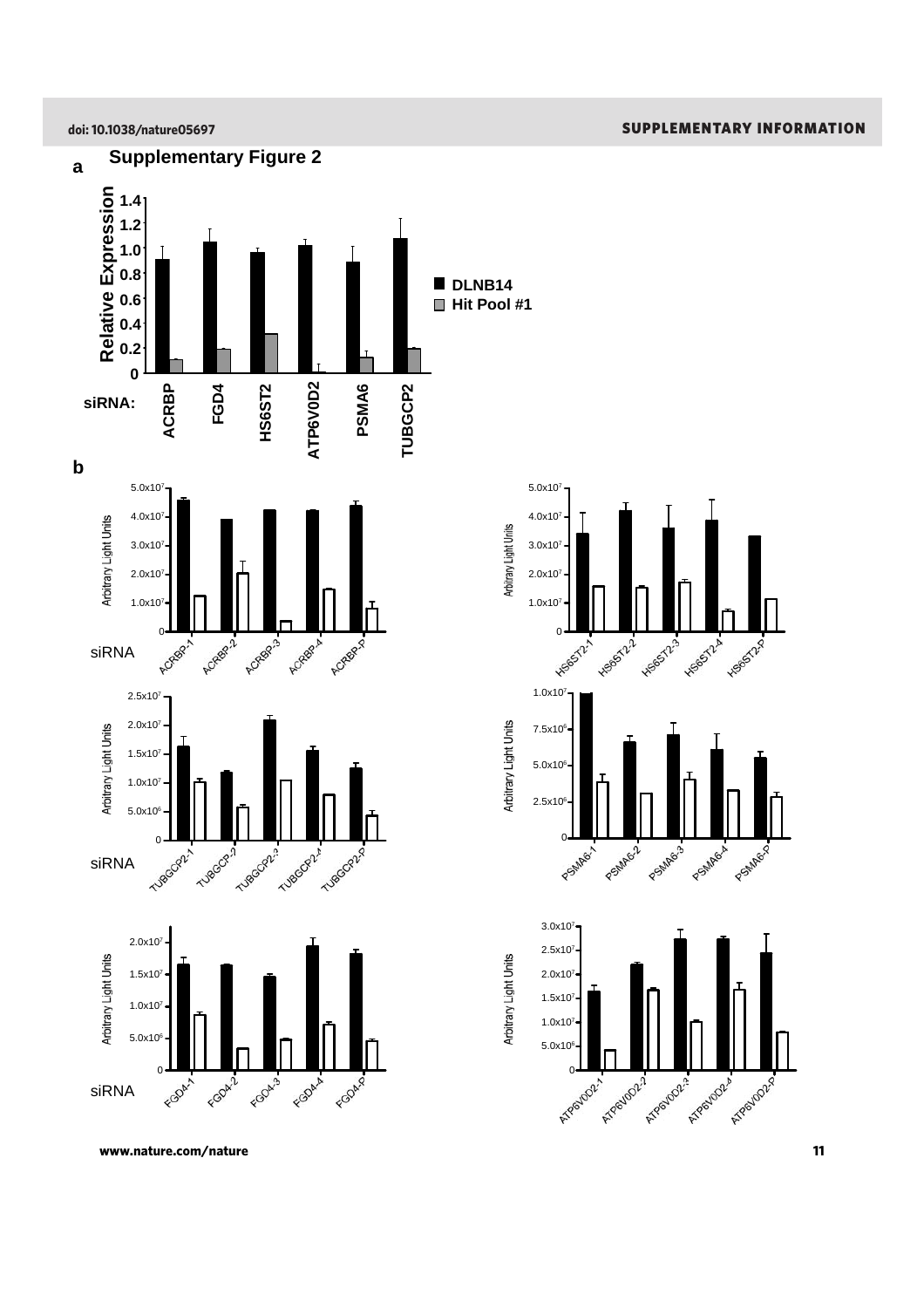# Supplementary Figure 2

**a**

Relative Expression

DLNB14

Hit Pool #1

siRNA: ACRBP FGD4 HS6ST2 ATP6V0D2 PSMA6 TUBGCP2

**b**

Arbitrary Light Units

siRNA ACRBP-1 ACRBP-2 ACRBP-3 ACRBP-4 ACRBP-P

HS6ST2-1 HS6ST2-2 HS6ST2-3 HS6ST2-4 HS6ST2-P

siRNA TUBGCP2-1 TUBGCP-2 TUBGCP2-3 TUBGCP2-4 TUBGCP2-P

PSMA6-1 PSMA6-2 PSMA6-3 PSMA6-4 PSMA6-P

siRNA FGD4-1 FGD4-2 FGD4-3 FGD4-4 FGD4-P

ATP6V0D2-1 ATP6V0D2-2 ATP6V0D2-3 ATP6V0D2-4 ATP6V0D2-P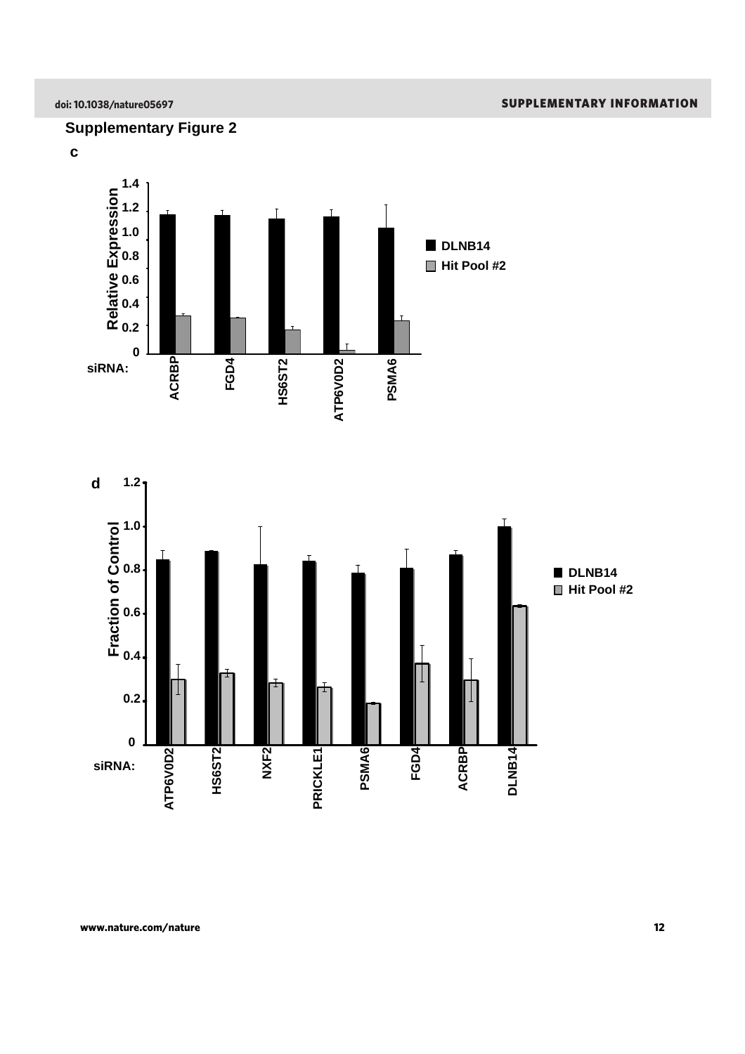## Supplementary Figure 2

**c**

Relative Expression

1.4, 1.2, 1.0, 0.8, 0.6, 0.4, 0.2, 0

siRNA: ACRBP, FGD4, HS6ST2, ATP6V0D2, PSMA6

■ DLNB14
□ Hit Pool #2

**d**

Fraction of Control

1.2, 1.0, 0.8, 0.6, 0.4, 0.2, 0

siRNA: ATP6V0D2, HS6ST2, NXF2, PRICKLE1, PSMA6, FGD4, ACRBP, DLNB14

■ DLNB14
□ Hit Pool #2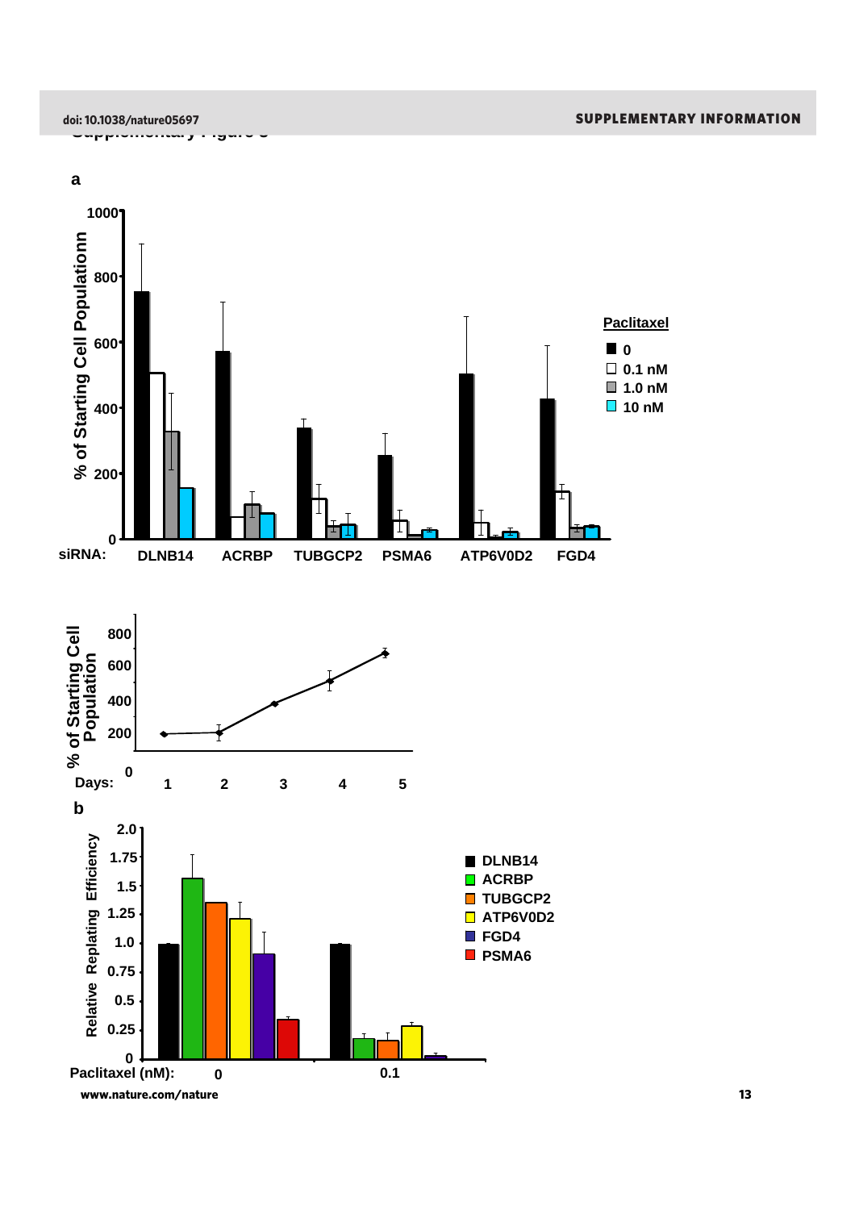Supplementary Figure 5

**a**

% of Starting Cell Populationn

1000, 800, 600, 400, 200, 0

siRNA: DLNB14 ACRBP TUBGCP2 PSMA6 ATP6V0D2 FGD4

**Paclitaxel**

- 0
- 0.1 nM
- 1.0 nM
- 10 nM

% of Starting Cell Population

800, 600, 400, 200, 0

Days: 1 2 3 4 5

**b**

Relative Replating Efficiency

2.0, 1.75, 1.5, 1.25, 1.0, 0.75, 0.5, 0.25, 0

Paclitaxel (nM): 0 0.1

- DLNB14
- ACRBP
- TUBGCP2
- ATP6V0D2
- FGD4
- PSMA6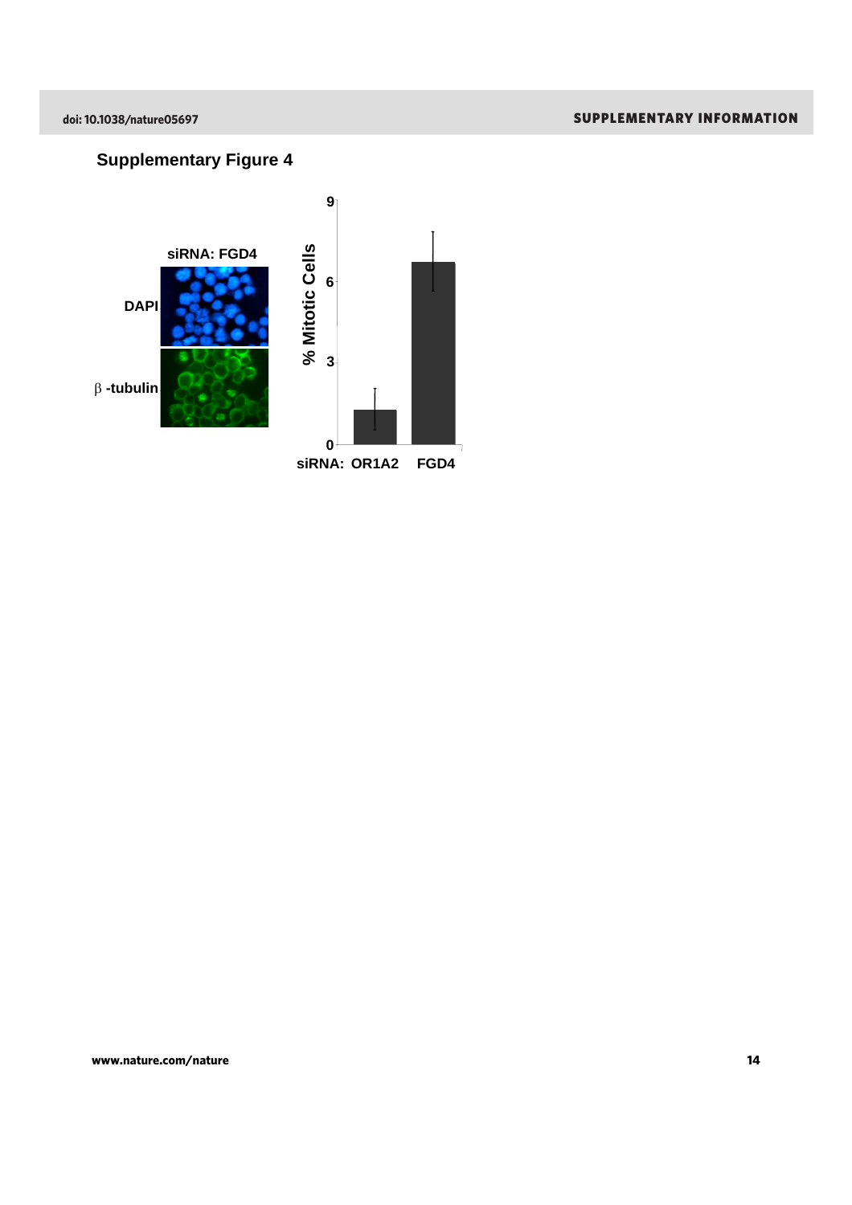## Supplementary Figure 4

siRNA: FGD4

DAPI

β -tubulin

% Mitotic Cells

9

6

3

0

siRNA: OR1A2 FGD4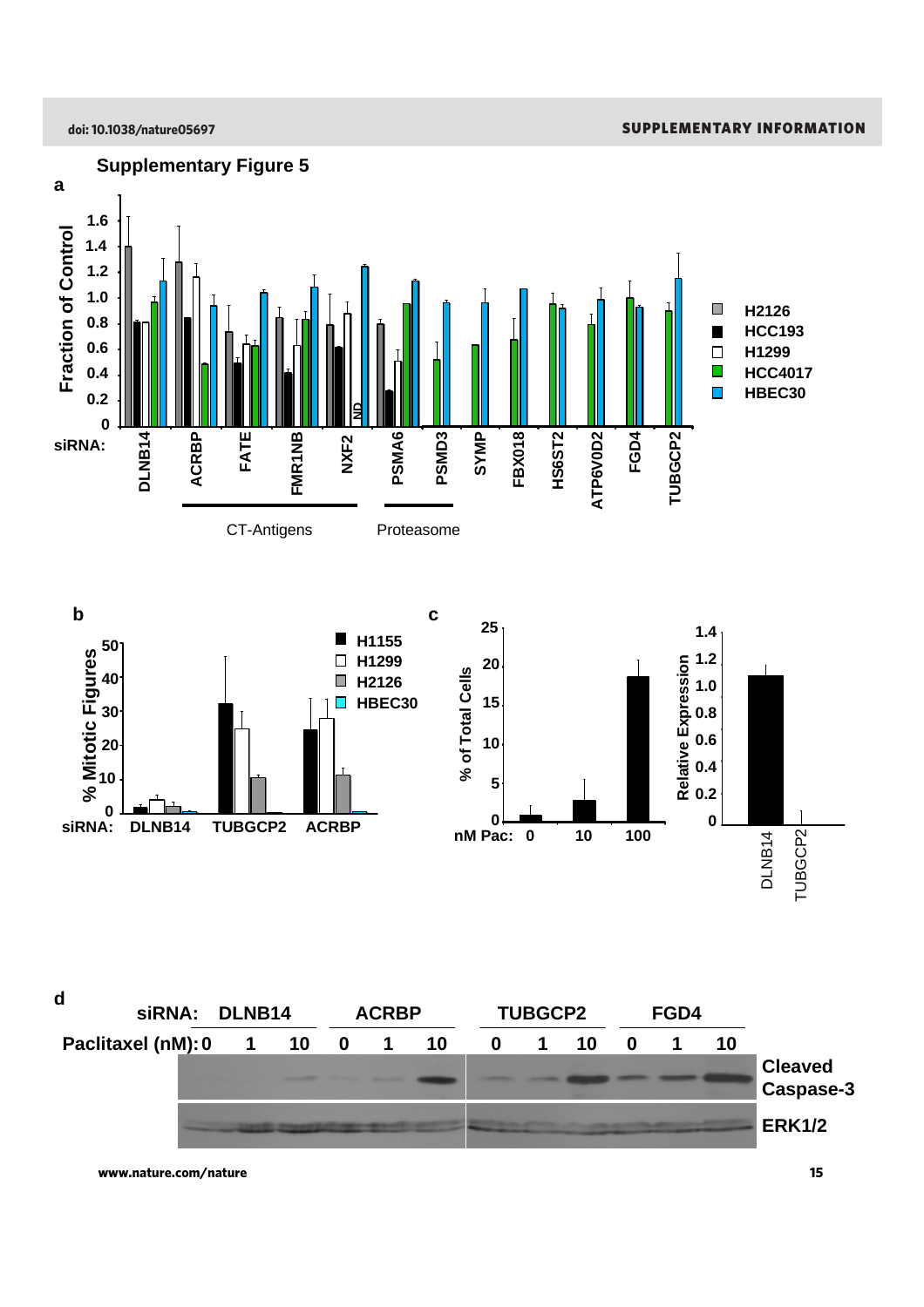## Supplementary Figure 5

**a**

Fraction of Control

| siRNA | H2126 | HCC193 | H1299 | HCC4017 | HBEC30 |
|---|---|---|---|---|---|
| DLNB14 | | | | | |
| ACRBP | | | | | |
| FATE | | | | | |
| FMR1NB | | | | | |
| NXF2 | | | | | ND |
| PSMA6 | | | | | |
| PSMD3 | | | | | |
| SYMP | | | | | |
| FBX018 | | | | | |
| HS6ST2 | | | | | |
| ATP6V0D2 | | | | | |
| FGD4 | | | | | |
| TUBGCP2 | | | | | |

CT-Antigens (ACRBP, FATE, FMR1NB, NXF2); Proteasome (PSMA6, PSMD3)

**b**

% Mitotic Figures — siRNA: DLNB14, TUBGCP2, ACRBP — H1155, H1299, H2126, HBEC30

**c**

% of Total Cells — nM Pac: 0, 10, 100

Relative Expression — DLNB14, TUBGCP2

**d**

| siRNA: | DLNB14 | | | ACRBP | | | TUBGCP2 | | | FGD4 | | |
|---|---|---|---|---|---|---|---|---|---|---|---|---|
| Paclitaxel (nM): | 0 | 1 | 10 | 0 | 1 | 10 | 0 | 1 | 10 | 0 | 1 | 10 |

Cleaved Caspase-3

ERK1/2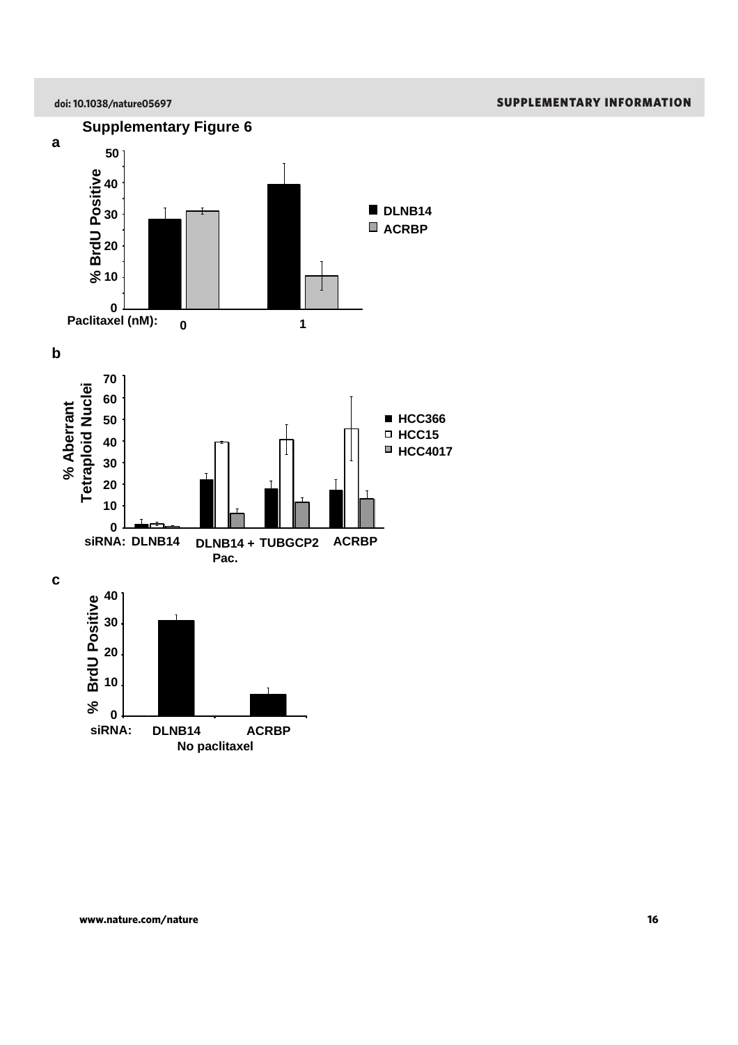## Supplementary Figure 6

**a**

% BrdU Positive

50
40
30
20
10
0

Paclitaxel (nM): 0 1

DLNB14
ACRBP

**b**

% Aberrant Tetraploid Nuclei

70
60
50
40
30
20
10
0

siRNA: DLNB14 DLNB14 + Pac. TUBGCP2 ACRBP

HCC366
HCC15
HCC4017

**c**

% BrdU Positive

40
30
20
10
0

siRNA: DLNB14 ACRBP

No paclitaxel